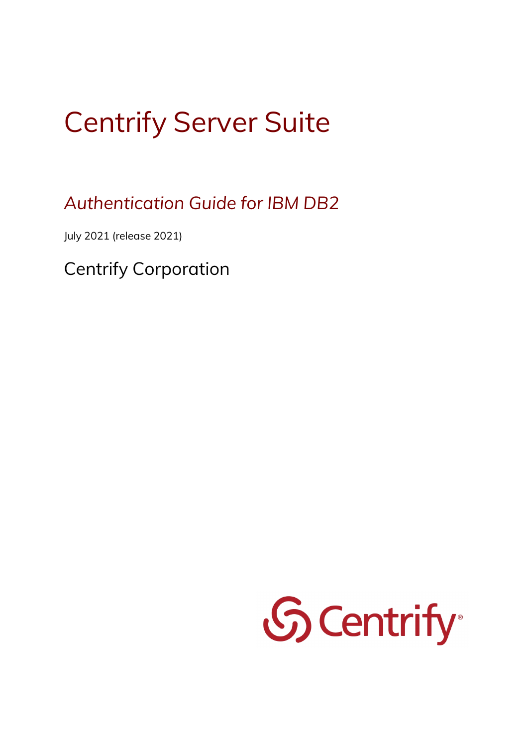# Centrify Server Suite

## *Authentication Guide for IBM DB2*

July 2021 (release 2021)

Centrify Corporation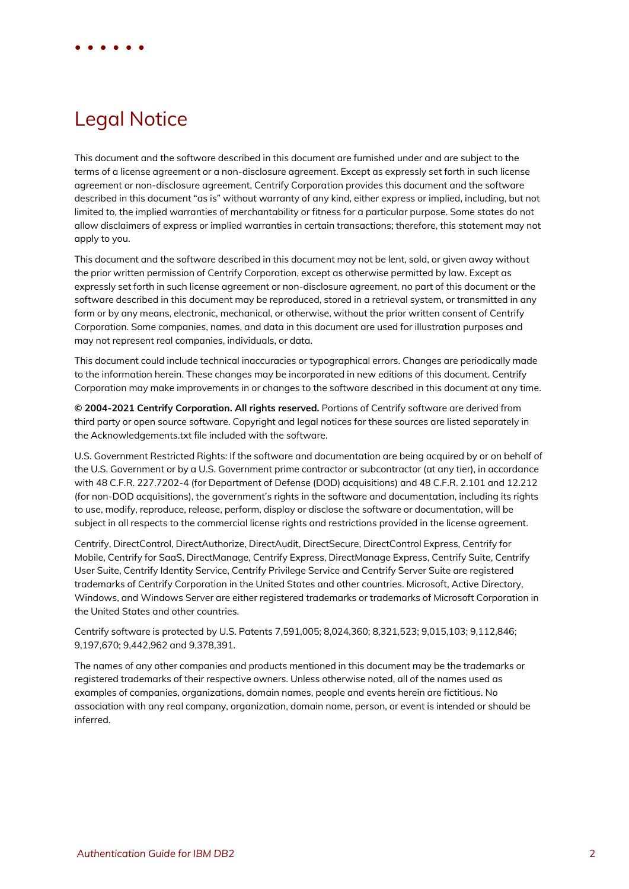# Legal Notice

This document and the software described in this document are furnished under and are subject to the terms of a license agreement or a non-disclosure agreement. Except as expressly set forth in such license agreement or non-disclosure agreement, Centrify Corporation provides this document and the software described in this document "as is" without warranty of any kind, either express or implied, including, but not limited to, the implied warranties of merchantability or fitness for a particular purpose. Some states do not allow disclaimers of express or implied warranties in certain transactions; therefore, this statement may not apply to you.

This document and the software described in this document may not be lent, sold, or given away without the prior written permission of Centrify Corporation, except as otherwise permitted by law. Except as expressly set forth in such license agreement or non-disclosure agreement, no part of this document or the software described in this document may be reproduced, stored in a retrieval system, or transmitted in any form or by any means, electronic, mechanical, or otherwise, without the prior written consent of Centrify Corporation. Some companies, names, and data in this document are used for illustration purposes and may not represent real companies, individuals, or data.

This document could include technical inaccuracies or typographical errors. Changes are periodically made to the information herein. These changes may be incorporated in new editions of this document. Centrify Corporation may make improvements in or changes to the software described in this document at any time.

**© 2004-2021 Centrify Corporation. All rights reserved.** Portions of Centrify software are derived from third party or open source software. Copyright and legal notices for these sources are listed separately in the Acknowledgements.txt file included with the software.

U.S. Government Restricted Rights: If the software and documentation are being acquired by or on behalf of the U.S. Government or by a U.S. Government prime contractor or subcontractor (at any tier), in accordance with 48 C.F.R. 227.7202-4 (for Department of Defense (DOD) acquisitions) and 48 C.F.R. 2.101 and 12.212 (for non-DOD acquisitions), the government's rights in the software and documentation, including its rights to use, modify, reproduce, release, perform, display or disclose the software or documentation, will be subject in all respects to the commercial license rights and restrictions provided in the license agreement.

Centrify, DirectControl, DirectAuthorize, DirectAudit, DirectSecure, DirectControl Express, Centrify for Mobile, Centrify for SaaS, DirectManage, Centrify Express, DirectManage Express, Centrify Suite, Centrify User Suite, Centrify Identity Service, Centrify Privilege Service and Centrify Server Suite are registered trademarks of Centrify Corporation in the United States and other countries. Microsoft, Active Directory, Windows, and Windows Server are either registered trademarks or trademarks of Microsoft Corporation in the United States and other countries.

Centrify software is protected by U.S. Patents 7,591,005; 8,024,360; 8,321,523; 9,015,103; 9,112,846; 9,197,670; 9,442,962 and 9,378,391.

The names of any other companies and products mentioned in this document may be the trademarks or registered trademarks of their respective owners. Unless otherwise noted, all of the names used as examples of companies, organizations, domain names, people and events herein are fictitious. No association with any real company, organization, domain name, person, or event is intended or should be inferred.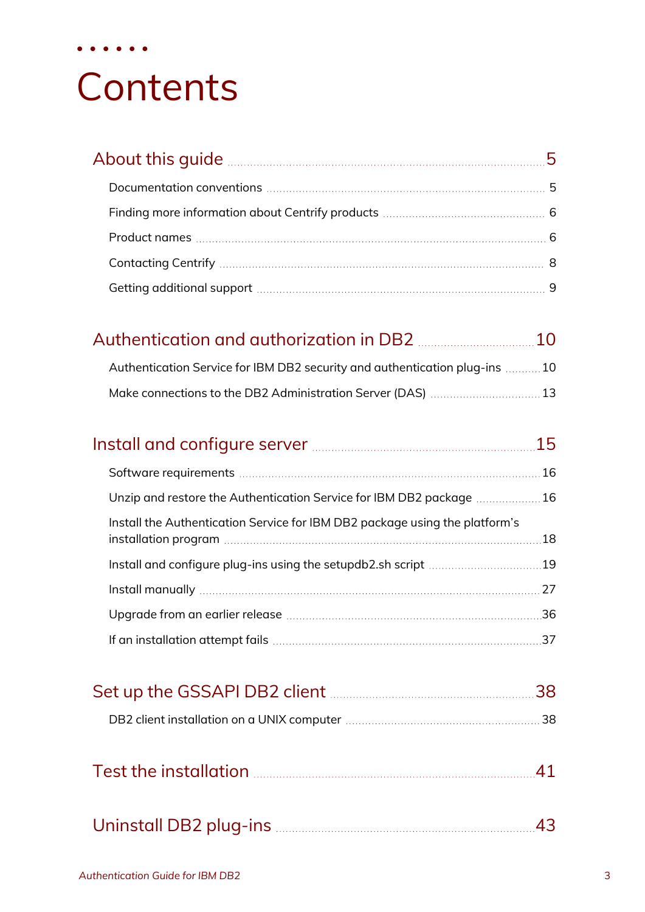# Contents

**About this guide** 5

- Documentation conventions 5
- Finding more information about Centrify products 6
- Product names 6
- Contacting Centrify 8
- Getting additional support 9

**Authentication and authorization in DB2** 10

- Authentication Service for IBM DB2 security and authentication plug-ins 10
- Make connections to the DB2 Administration Server (DAS) 13

**Install and configure server** 15

- Software requirements 16
- Unzip and restore the Authentication Service for IBM DB2 package 16
- Install the Authentication Service for IBM DB2 package using the platform's installation program 18
- Install and configure plug-ins using the setupdb2.sh script 19
- Install manually 27
- Upgrade from an earlier release 36
- If an installation attempt fails 37

**Set up the GSSAPI DB2 client** 38

- DB2 client installation on a UNIX computer 38

**Test the installation** 41

**Uninstall DB2 plug-ins** 43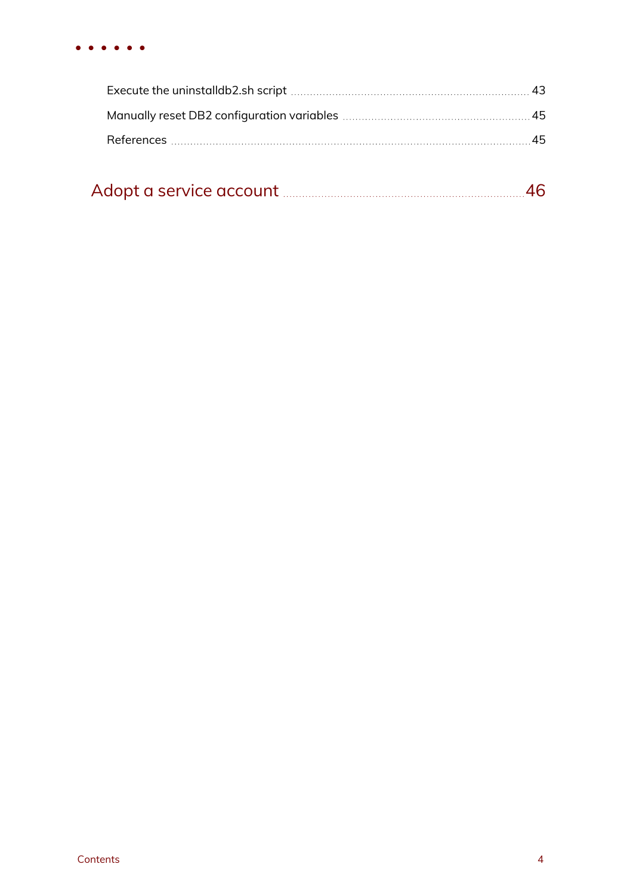Execute the uninstalldb2.sh script ........ 43

Manually reset DB2 configuration variables ........ 45

References ........ 45

Adopt a service account ........ 46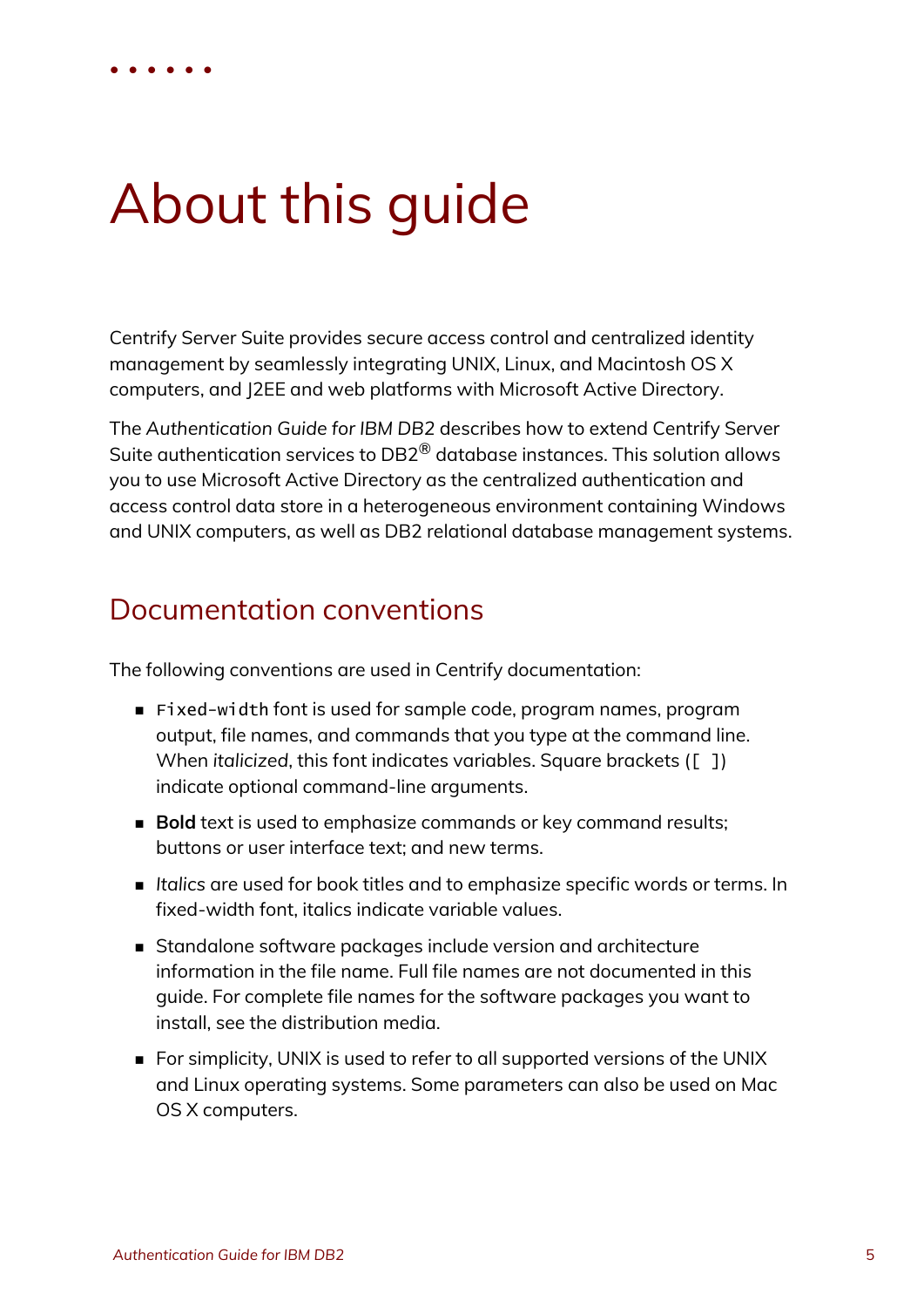# About this guide

Centrify Server Suite provides secure access control and centralized identity management by seamlessly integrating UNIX, Linux, and Macintosh OS X computers, and J2EE and web platforms with Microsoft Active Directory.

The *Authentication Guide for IBM DB2* describes how to extend Centrify Server Suite authentication services to DB2® database instances. This solution allows you to use Microsoft Active Directory as the centralized authentication and access control data store in a heterogeneous environment containing Windows and UNIX computers, as well as DB2 relational database management systems.

## Documentation conventions

The following conventions are used in Centrify documentation:

- `Fixed-width` font is used for sample code, program names, program output, file names, and commands that you type at the command line. When *italicized*, this font indicates variables. Square brackets (`[ ]`) indicate optional command-line arguments.
- **Bold** text is used to emphasize commands or key command results; buttons or user interface text; and new terms.
- *Italics* are used for book titles and to emphasize specific words or terms. In fixed-width font, italics indicate variable values.
- Standalone software packages include version and architecture information in the file name. Full file names are not documented in this guide. For complete file names for the software packages you want to install, see the distribution media.
- For simplicity, UNIX is used to refer to all supported versions of the UNIX and Linux operating systems. Some parameters can also be used on Mac OS X computers.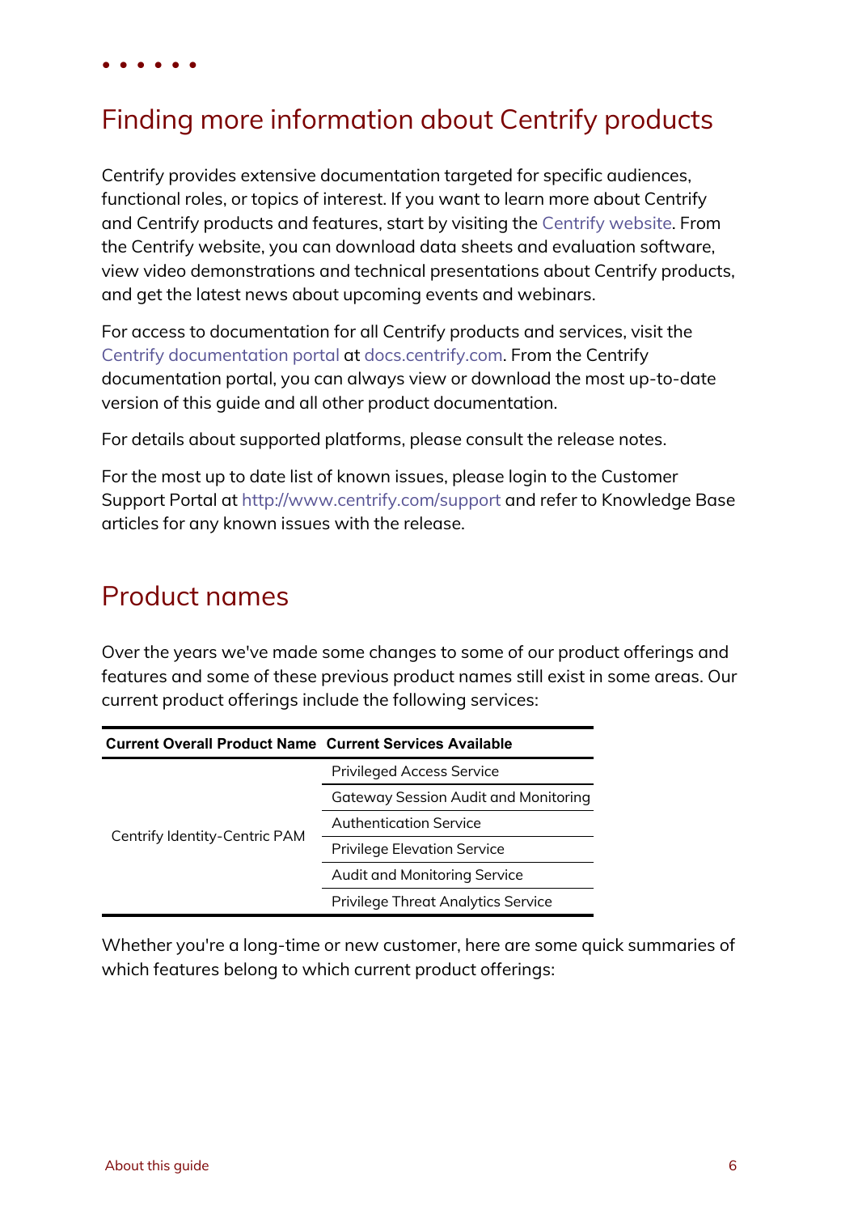## Finding more information about Centrify products

Centrify provides extensive documentation targeted for specific audiences, functional roles, or topics of interest. If you want to learn more about Centrify and Centrify products and features, start by visiting the Centrify website. From the Centrify website, you can download data sheets and evaluation software, view video demonstrations and technical presentations about Centrify products, and get the latest news about upcoming events and webinars.

For access to documentation for all Centrify products and services, visit the Centrify documentation portal at docs.centrify.com. From the Centrify documentation portal, you can always view or download the most up-to-date version of this guide and all other product documentation.

For details about supported platforms, please consult the release notes.

For the most up to date list of known issues, please login to the Customer Support Portal at http://www.centrify.com/support and refer to Knowledge Base articles for any known issues with the release.

## Product names

Over the years we've made some changes to some of our product offerings and features and some of these previous product names still exist in some areas. Our current product offerings include the following services:

| Current Overall Product Name | Current Services Available |
|---|---|
| Centrify Identity-Centric PAM | Privileged Access Service |
| | Gateway Session Audit and Monitoring |
| | Authentication Service |
| | Privilege Elevation Service |
| | Audit and Monitoring Service |
| | Privilege Threat Analytics Service |

Whether you're a long-time or new customer, here are some quick summaries of which features belong to which current product offerings: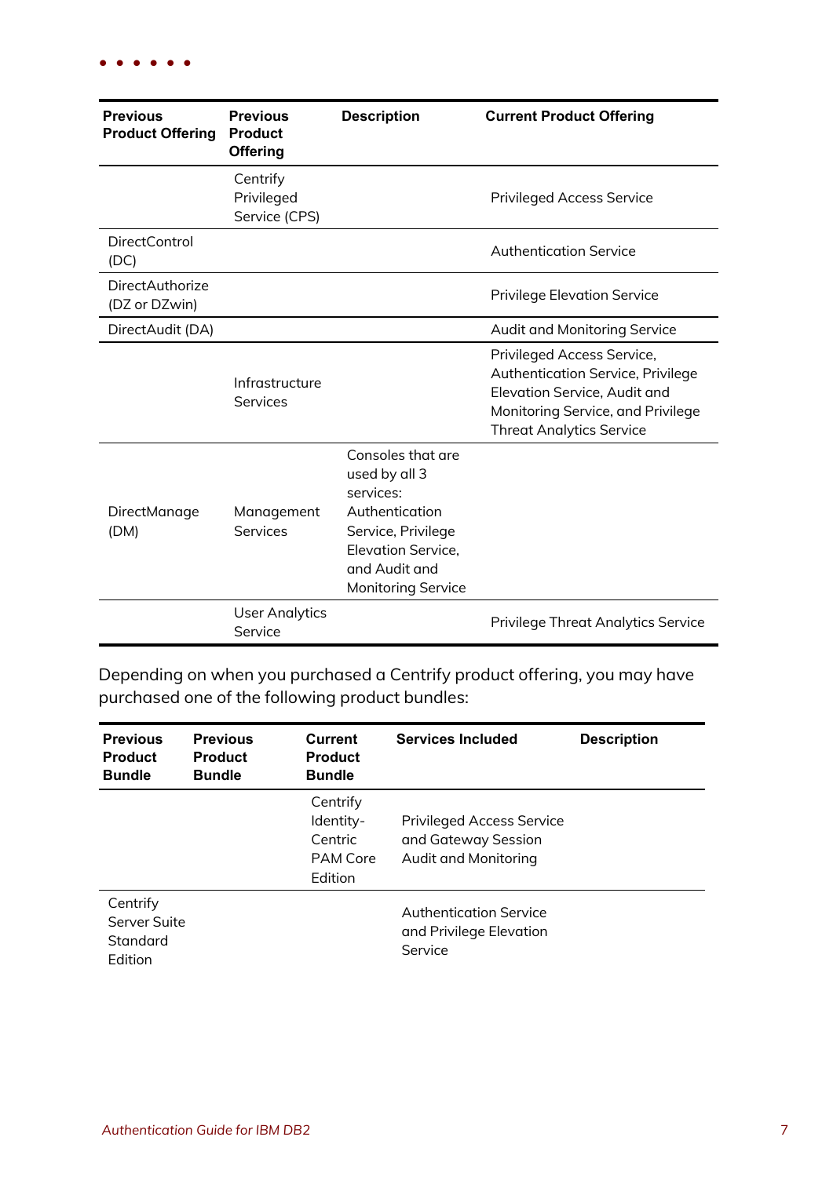| Previous Product Offering | Previous Product Offering | Description | Current Product Offering |
|---|---|---|---|
| | Centrify Privileged Service (CPS) | | Privileged Access Service |
| DirectControl (DC) | | | Authentication Service |
| DirectAuthorize (DZ or DZwin) | | | Privilege Elevation Service |
| DirectAudit (DA) | | | Audit and Monitoring Service |
| | Infrastructure Services | | Privileged Access Service, Authentication Service, Privilege Elevation Service, Audit and Monitoring Service, and Privilege Threat Analytics Service |
| DirectManage (DM) | Management Services | Consoles that are used by all 3 services: Authentication Service, Privilege Elevation Service, and Audit and Monitoring Service | |
| | User Analytics Service | | Privilege Threat Analytics Service |

Depending on when you purchased a Centrify product offering, you may have purchased one of the following product bundles:

| Previous Product Bundle | Previous Product Bundle | Current Product Bundle | Services Included | Description |
|---|---|---|---|---|
| | | Centrify Identity-Centric PAM Core Edition | Privileged Access Service and Gateway Session Audit and Monitoring | |
| Centrify Server Suite Standard Edition | | | Authentication Service and Privilege Elevation Service | |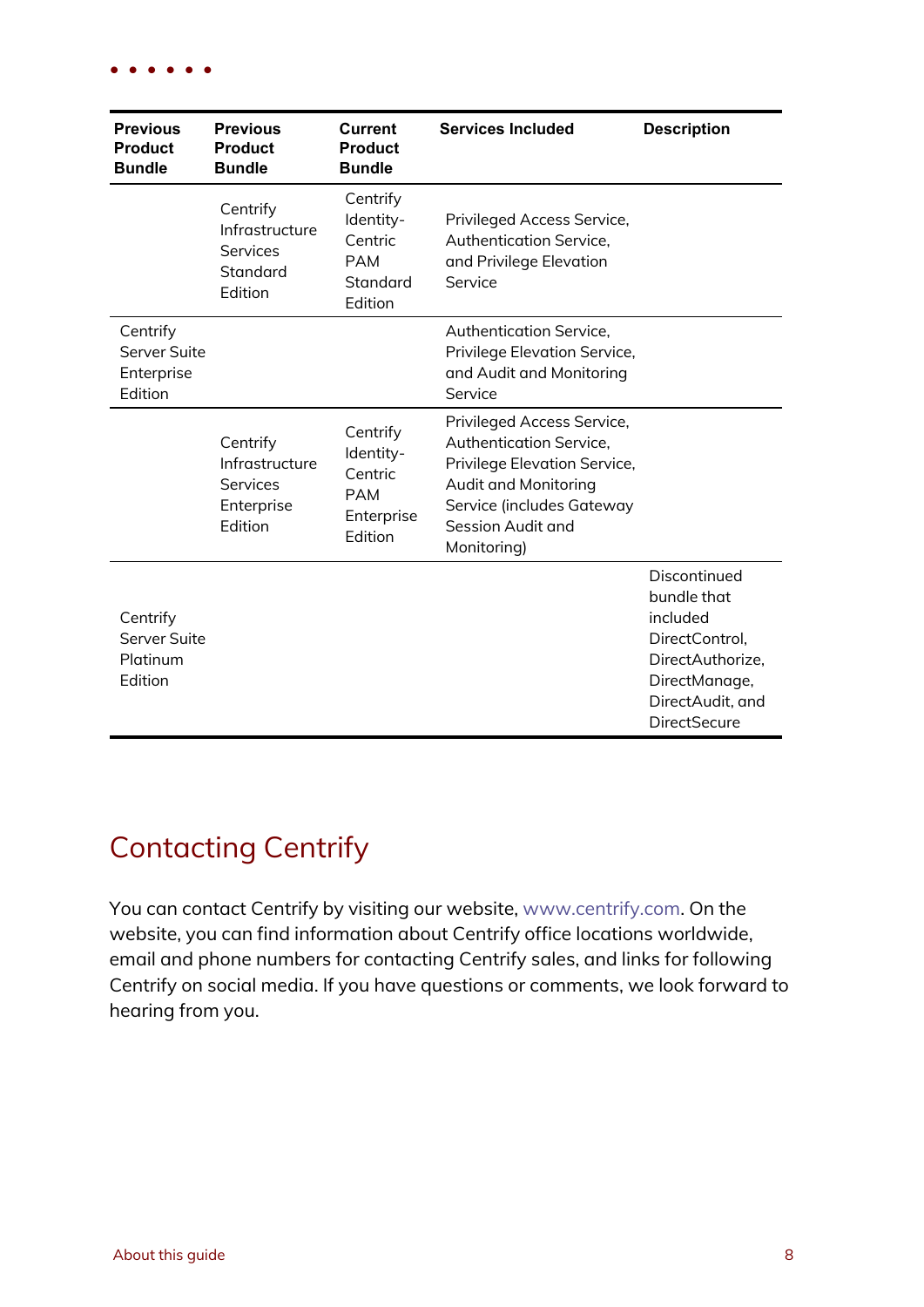| Previous Product Bundle | Previous Product Bundle | Current Product Bundle | Services Included | Description |
|---|---|---|---|---|
| | Centrify Infrastructure Services Standard Edition | Centrify Identity-Centric PAM Standard Edition | Privileged Access Service, Authentication Service, and Privilege Elevation Service | |
| Centrify Server Suite Enterprise Edition | | | Authentication Service, Privilege Elevation Service, and Audit and Monitoring Service | |
| | Centrify Infrastructure Services Enterprise Edition | Centrify Identity-Centric PAM Enterprise Edition | Privileged Access Service, Authentication Service, Privilege Elevation Service, Audit and Monitoring Service (includes Gateway Session Audit and Monitoring) | |
| Centrify Server Suite Platinum Edition | | | | Discontinued bundle that included DirectControl, DirectAuthorize, DirectManage, DirectAudit, and DirectSecure |

# Contacting Centrify

You can contact Centrify by visiting our website, www.centrify.com. On the website, you can find information about Centrify office locations worldwide, email and phone numbers for contacting Centrify sales, and links for following Centrify on social media. If you have questions or comments, we look forward to hearing from you.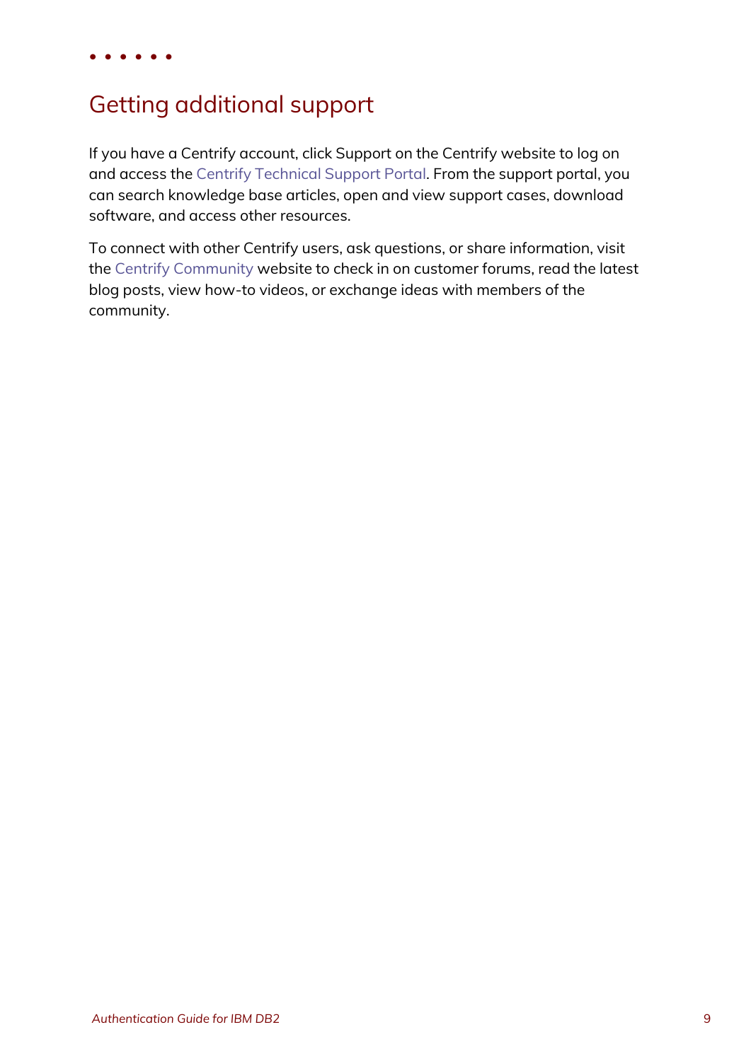# Getting additional support

If you have a Centrify account, click Support on the Centrify website to log on and access the Centrify Technical Support Portal. From the support portal, you can search knowledge base articles, open and view support cases, download software, and access other resources.

To connect with other Centrify users, ask questions, or share information, visit the Centrify Community website to check in on customer forums, read the latest blog posts, view how-to videos, or exchange ideas with members of the community.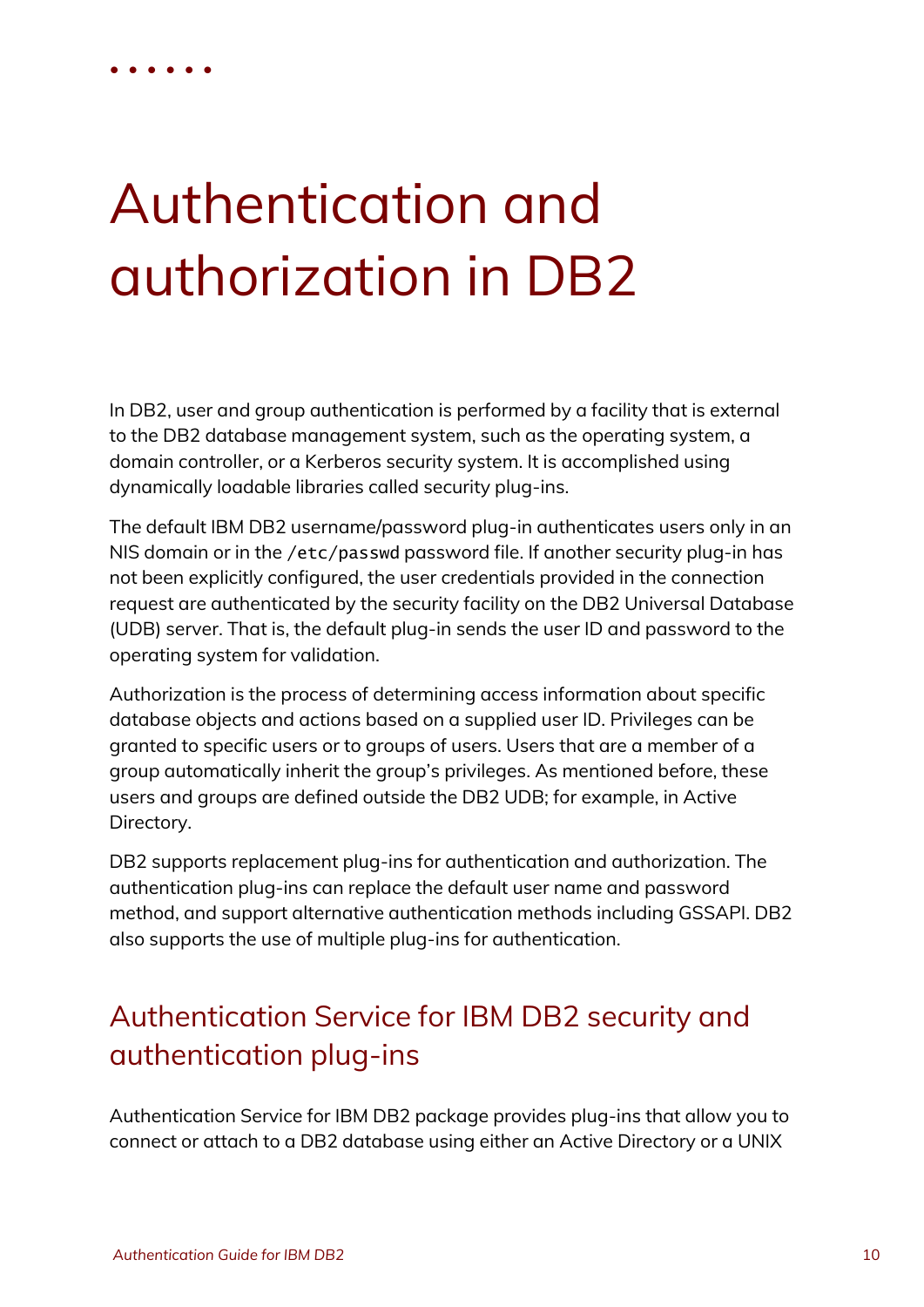# Authentication and authorization in DB2

In DB2, user and group authentication is performed by a facility that is external to the DB2 database management system, such as the operating system, a domain controller, or a Kerberos security system. It is accomplished using dynamically loadable libraries called security plug-ins.

The default IBM DB2 username/password plug-in authenticates users only in an NIS domain or in the `/etc/passwd` password file. If another security plug-in has not been explicitly configured, the user credentials provided in the connection request are authenticated by the security facility on the DB2 Universal Database (UDB) server. That is, the default plug-in sends the user ID and password to the operating system for validation.

Authorization is the process of determining access information about specific database objects and actions based on a supplied user ID. Privileges can be granted to specific users or to groups of users. Users that are a member of a group automatically inherit the group's privileges. As mentioned before, these users and groups are defined outside the DB2 UDB; for example, in Active Directory.

DB2 supports replacement plug-ins for authentication and authorization. The authentication plug-ins can replace the default user name and password method, and support alternative authentication methods including GSSAPI. DB2 also supports the use of multiple plug-ins for authentication.

## Authentication Service for IBM DB2 security and authentication plug-ins

Authentication Service for IBM DB2 package provides plug-ins that allow you to connect or attach to a DB2 database using either an Active Directory or a UNIX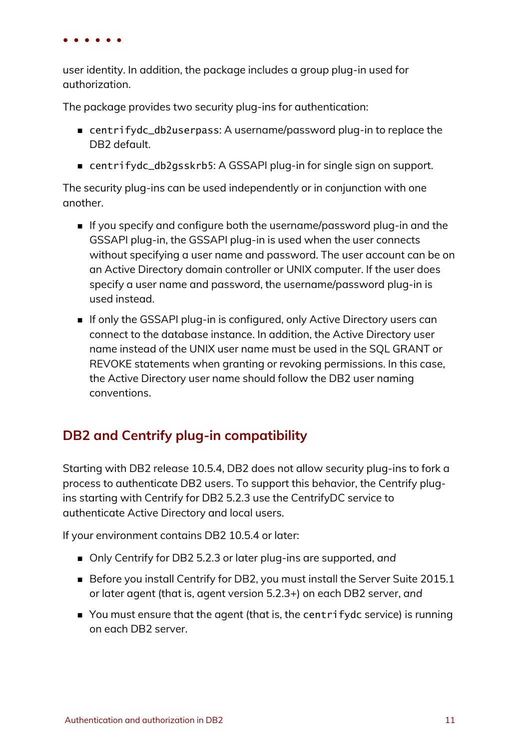user identity. In addition, the package includes a group plug-in used for authorization.

The package provides two security plug-ins for authentication:

- `centrifydc_db2userpass`: A username/password plug-in to replace the DB2 default.
- `centrifydc_db2gsskrb5`: A GSSAPI plug-in for single sign on support.

The security plug-ins can be used independently or in conjunction with one another.

- If you specify and configure both the username/password plug-in and the GSSAPI plug-in, the GSSAPI plug-in is used when the user connects without specifying a user name and password. The user account can be on an Active Directory domain controller or UNIX computer. If the user does specify a user name and password, the username/password plug-in is used instead.
- If only the GSSAPI plug-in is configured, only Active Directory users can connect to the database instance. In addition, the Active Directory user name instead of the UNIX user name must be used in the SQL GRANT or REVOKE statements when granting or revoking permissions. In this case, the Active Directory user name should follow the DB2 user naming conventions.

## DB2 and Centrify plug-in compatibility

Starting with DB2 release 10.5.4, DB2 does not allow security plug-ins to fork a process to authenticate DB2 users. To support this behavior, the Centrify plug-ins starting with Centrify for DB2 5.2.3 use the CentrifyDC service to authenticate Active Directory and local users.

If your environment contains DB2 10.5.4 or later:

- Only Centrify for DB2 5.2.3 or later plug-ins are supported, *and*
- Before you install Centrify for DB2, you must install the Server Suite 2015.1 or later agent (that is, agent version 5.2.3+) on each DB2 server, *and*
- You must ensure that the agent (that is, the `centrifydc` service) is running on each DB2 server.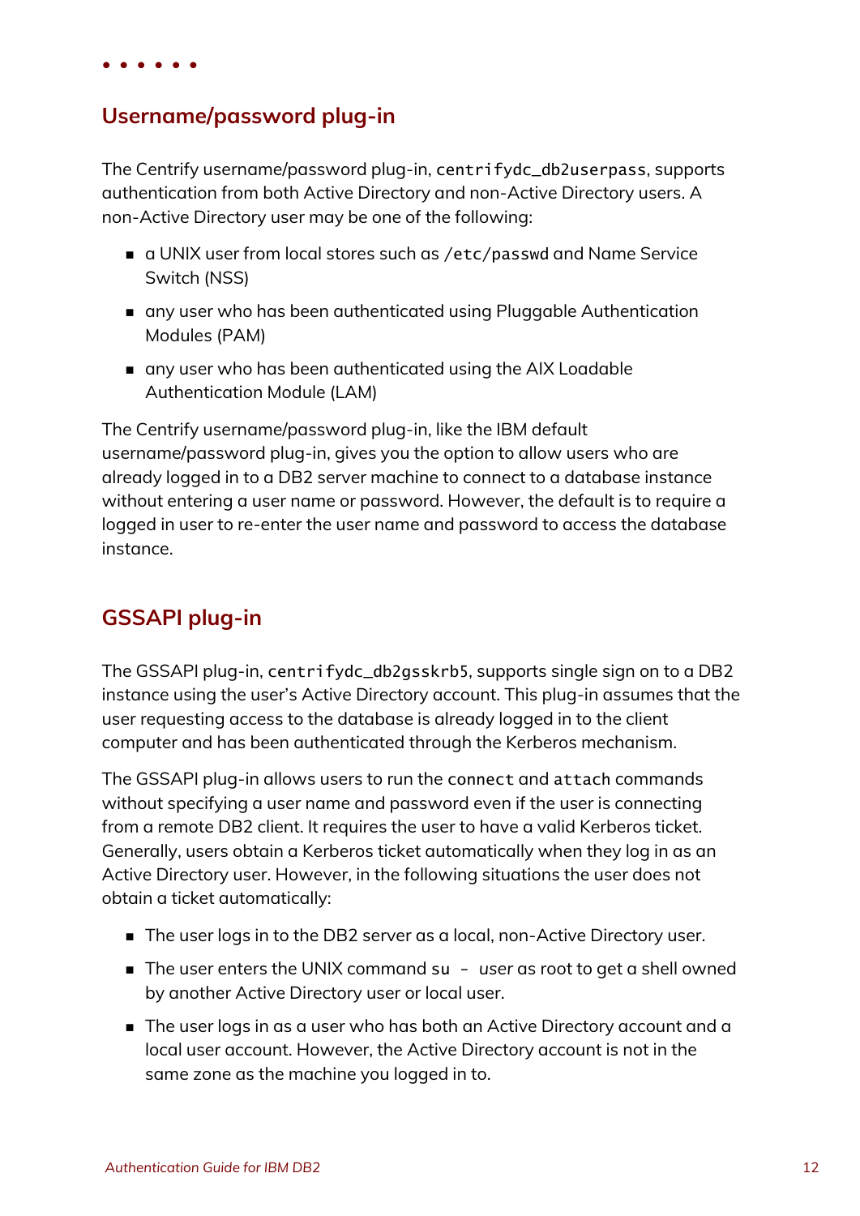## Username/password plug-in

The Centrify username/password plug-in, `centrifydc_db2userpass`, supports authentication from both Active Directory and non-Active Directory users. A non-Active Directory user may be one of the following:

- a UNIX user from local stores such as `/etc/passwd` and Name Service Switch (NSS)
- any user who has been authenticated using Pluggable Authentication Modules (PAM)
- any user who has been authenticated using the AIX Loadable Authentication Module (LAM)

The Centrify username/password plug-in, like the IBM default username/password plug-in, gives you the option to allow users who are already logged in to a DB2 server machine to connect to a database instance without entering a user name or password. However, the default is to require a logged in user to re-enter the user name and password to access the database instance.

## GSSAPI plug-in

The GSSAPI plug-in, `centrifydc_db2gsskrb5`, supports single sign on to a DB2 instance using the user's Active Directory account. This plug-in assumes that the user requesting access to the database is already logged in to the client computer and has been authenticated through the Kerberos mechanism.

The GSSAPI plug-in allows users to run the `connect` and `attach` commands without specifying a user name and password even if the user is connecting from a remote DB2 client. It requires the user to have a valid Kerberos ticket. Generally, users obtain a Kerberos ticket automatically when they log in as an Active Directory user. However, in the following situations the user does not obtain a ticket automatically:

- The user logs in to the DB2 server as a local, non-Active Directory user.
- The user enters the UNIX command `su -` *user* as root to get a shell owned by another Active Directory user or local user.
- The user logs in as a user who has both an Active Directory account and a local user account. However, the Active Directory account is not in the same zone as the machine you logged in to.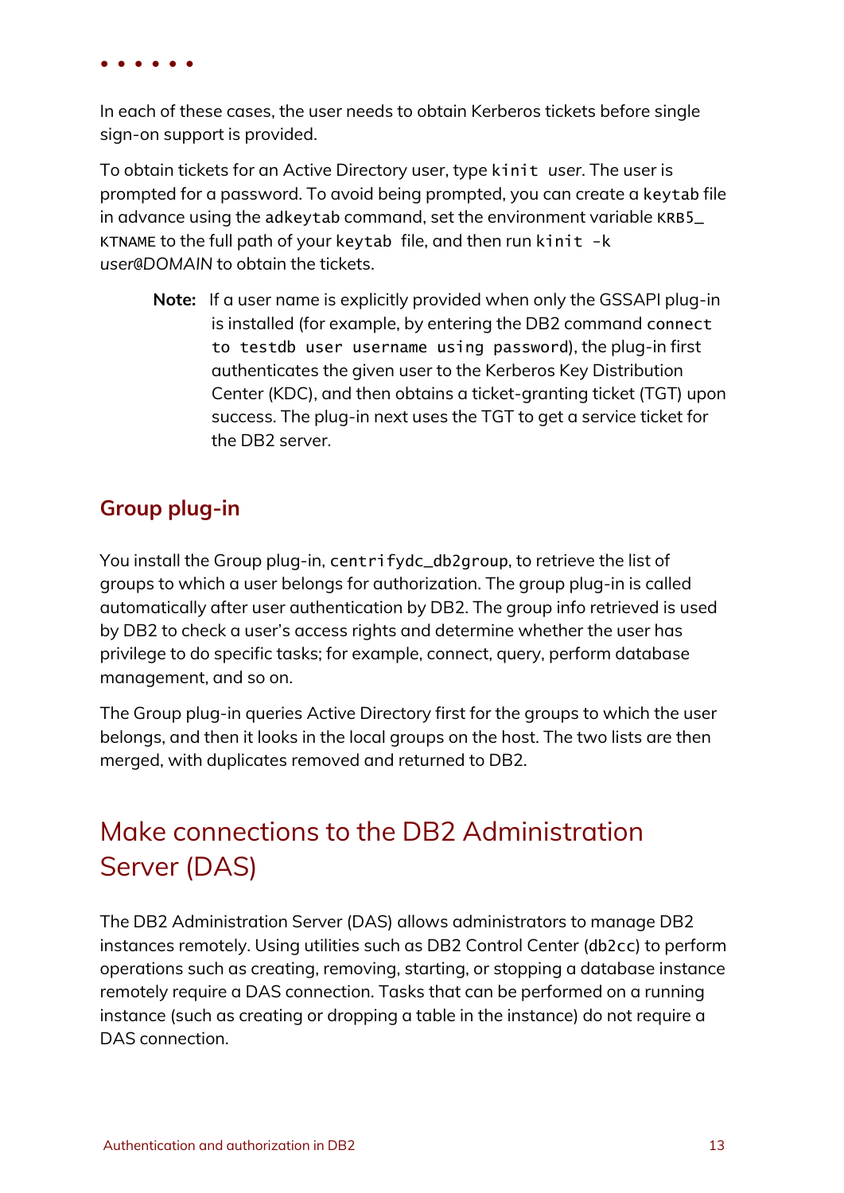In each of these cases, the user needs to obtain Kerberos tickets before single sign-on support is provided.

To obtain tickets for an Active Directory user, type `kinit` *user*. The user is prompted for a password. To avoid being prompted, you can create a `keytab` file in advance using the `adkeytab` command, set the environment variable `KRB5_KTNAME` to the full path of your `keytab` file, and then run `kinit -k` *user@DOMAIN* to obtain the tickets.

> **Note:** If a user name is explicitly provided when only the GSSAPI plug-in is installed (for example, by entering the DB2 command `connect to testdb user username using password`), the plug-in first authenticates the given user to the Kerberos Key Distribution Center (KDC), and then obtains a ticket-granting ticket (TGT) upon success. The plug-in next uses the TGT to get a service ticket for the DB2 server.

### Group plug-in

You install the Group plug-in, `centrifydc_db2group`, to retrieve the list of groups to which a user belongs for authorization. The group plug-in is called automatically after user authentication by DB2. The group info retrieved is used by DB2 to check a user's access rights and determine whether the user has privilege to do specific tasks; for example, connect, query, perform database management, and so on.

The Group plug-in queries Active Directory first for the groups to which the user belongs, and then it looks in the local groups on the host. The two lists are then merged, with duplicates removed and returned to DB2.

## Make connections to the DB2 Administration Server (DAS)

The DB2 Administration Server (DAS) allows administrators to manage DB2 instances remotely. Using utilities such as DB2 Control Center (`db2cc`) to perform operations such as creating, removing, starting, or stopping a database instance remotely require a DAS connection. Tasks that can be performed on a running instance (such as creating or dropping a table in the instance) do not require a DAS connection.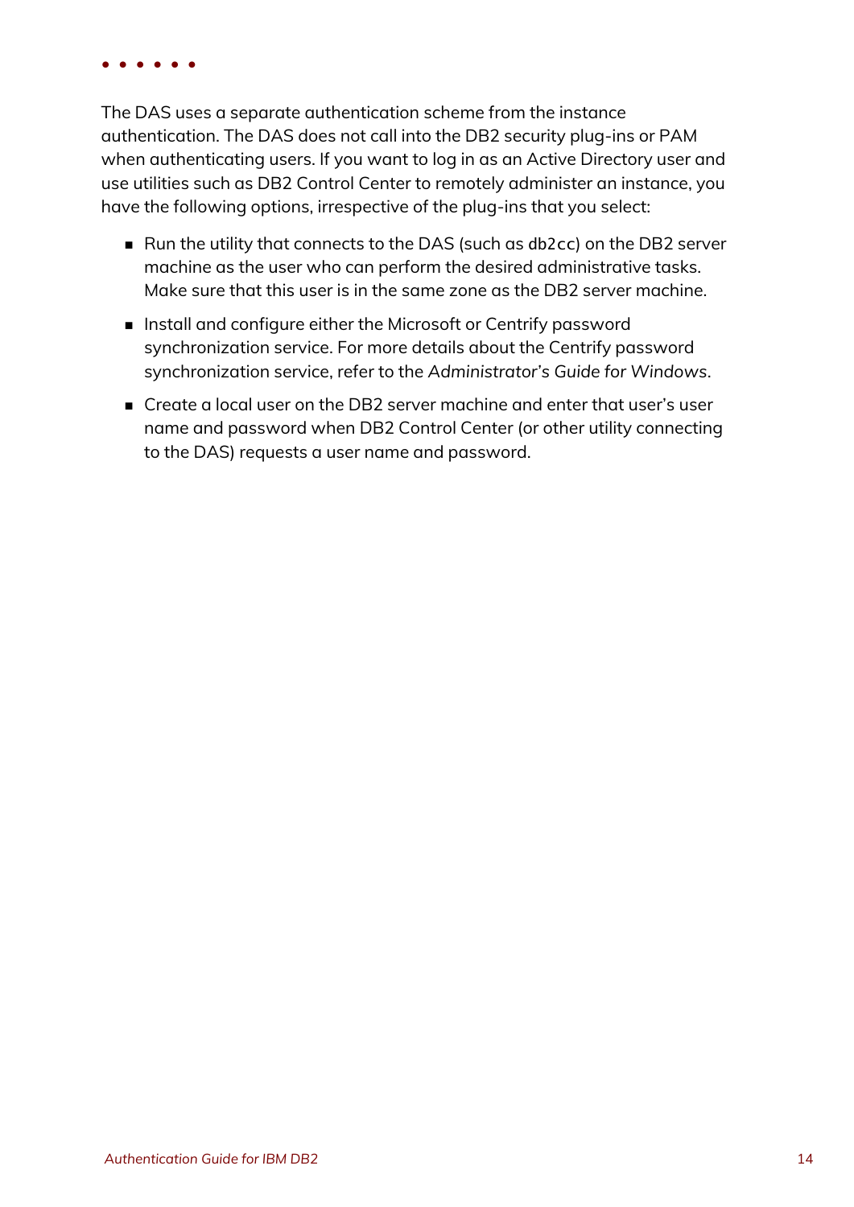The DAS uses a separate authentication scheme from the instance authentication. The DAS does not call into the DB2 security plug-ins or PAM when authenticating users. If you want to log in as an Active Directory user and use utilities such as DB2 Control Center to remotely administer an instance, you have the following options, irrespective of the plug-ins that you select:

- Run the utility that connects to the DAS (such as `db2cc`) on the DB2 server machine as the user who can perform the desired administrative tasks. Make sure that this user is in the same zone as the DB2 server machine.
- Install and configure either the Microsoft or Centrify password synchronization service. For more details about the Centrify password synchronization service, refer to the *Administrator's Guide for Windows*.
- Create a local user on the DB2 server machine and enter that user's user name and password when DB2 Control Center (or other utility connecting to the DAS) requests a user name and password.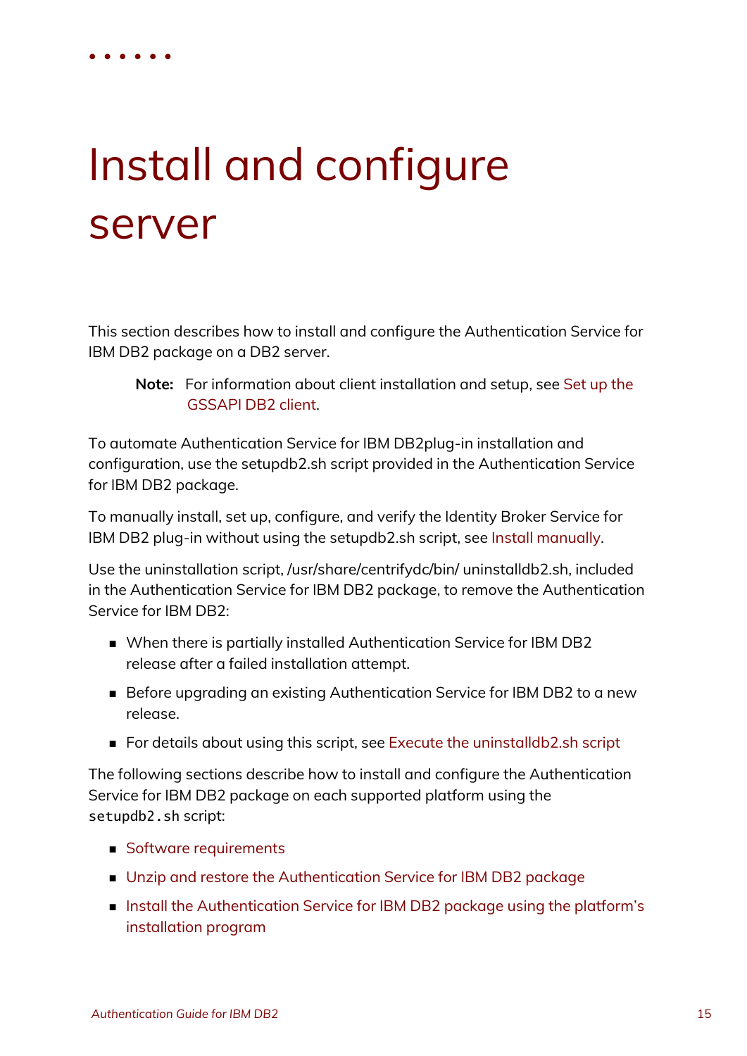# Install and configure server

This section describes how to install and configure the Authentication Service for IBM DB2 package on a DB2 server.

> **Note:** For information about client installation and setup, see Set up the GSSAPI DB2 client.

To automate Authentication Service for IBM DB2plug-in installation and configuration, use the setupdb2.sh script provided in the Authentication Service for IBM DB2 package.

To manually install, set up, configure, and verify the Identity Broker Service for IBM DB2 plug-in without using the setupdb2.sh script, see Install manually.

Use the uninstallation script, /usr/share/centrifydc/bin/ uninstalldb2.sh, included in the Authentication Service for IBM DB2 package, to remove the Authentication Service for IBM DB2:

- When there is partially installed Authentication Service for IBM DB2 release after a failed installation attempt.
- Before upgrading an existing Authentication Service for IBM DB2 to a new release.
- For details about using this script, see Execute the uninstalldb2.sh script

The following sections describe how to install and configure the Authentication Service for IBM DB2 package on each supported platform using the `setupdb2.sh` script:

- Software requirements
- Unzip and restore the Authentication Service for IBM DB2 package
- Install the Authentication Service for IBM DB2 package using the platform's installation program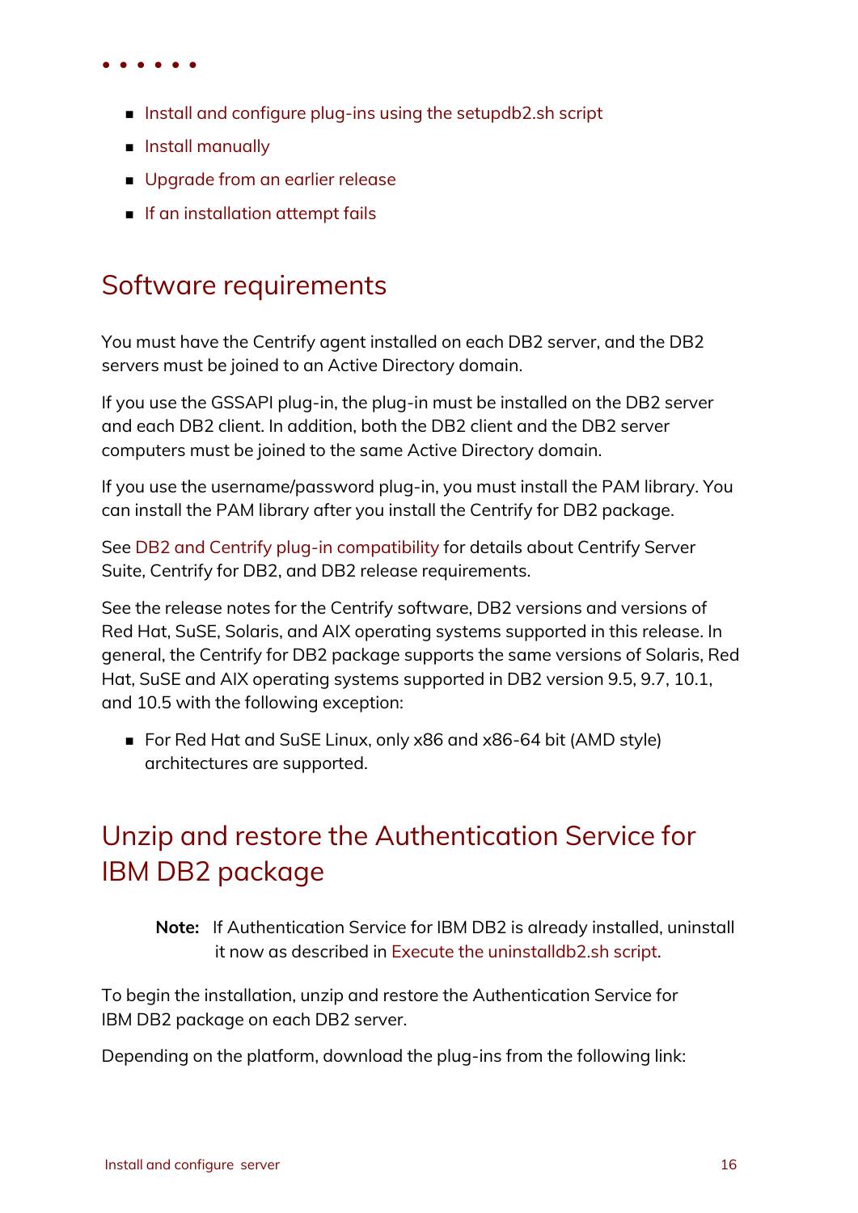- Install and configure plug-ins using the setupdb2.sh script
- Install manually
- Upgrade from an earlier release
- If an installation attempt fails

## Software requirements

You must have the Centrify agent installed on each DB2 server, and the DB2 servers must be joined to an Active Directory domain.

If you use the GSSAPI plug-in, the plug-in must be installed on the DB2 server and each DB2 client. In addition, both the DB2 client and the DB2 server computers must be joined to the same Active Directory domain.

If you use the username/password plug-in, you must install the PAM library. You can install the PAM library after you install the Centrify for DB2 package.

See DB2 and Centrify plug-in compatibility for details about Centrify Server Suite, Centrify for DB2, and DB2 release requirements.

See the release notes for the Centrify software, DB2 versions and versions of Red Hat, SuSE, Solaris, and AIX operating systems supported in this release. In general, the Centrify for DB2 package supports the same versions of Solaris, Red Hat, SuSE and AIX operating systems supported in DB2 version 9.5, 9.7, 10.1, and 10.5 with the following exception:

- For Red Hat and SuSE Linux, only x86 and x86-64 bit (AMD style) architectures are supported.

## Unzip and restore the Authentication Service for IBM DB2 package

> **Note:** If Authentication Service for IBM DB2 is already installed, uninstall it now as described in Execute the uninstalldb2.sh script.

To begin the installation, unzip and restore the Authentication Service for IBM DB2 package on each DB2 server.

Depending on the platform, download the plug-ins from the following link: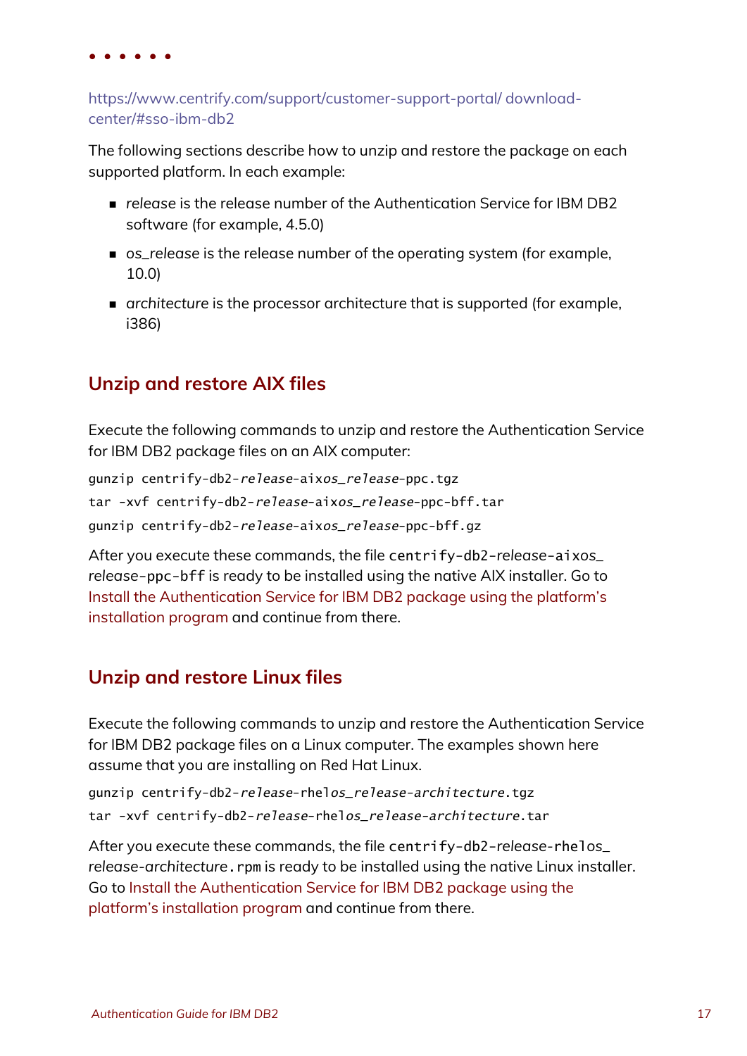https://www.centrify.com/support/customer-support-portal/ download-center/#sso-ibm-db2

The following sections describe how to unzip and restore the package on each supported platform. In each example:

- *release* is the release number of the Authentication Service for IBM DB2 software (for example, 4.5.0)
- *os_release* is the release number of the operating system (for example, 10.0)
- *architecture* is the processor architecture that is supported (for example, i386)

## Unzip and restore AIX files

Execute the following commands to unzip and restore the Authentication Service for IBM DB2 package files on an AIX computer:

```
gunzip centrify-db2-release-aixos_release-ppc.tgz
tar -xvf centrify-db2-release-aixos_release-ppc-bff.tar
gunzip centrify-db2-release-aixos_release-ppc-bff.gz
```

After you execute these commands, the file `centrify-db2-release-aixos_release-ppc-bff` is ready to be installed using the native AIX installer. Go to Install the Authentication Service for IBM DB2 package using the platform's installation program and continue from there.

## Unzip and restore Linux files

Execute the following commands to unzip and restore the Authentication Service for IBM DB2 package files on a Linux computer. The examples shown here assume that you are installing on Red Hat Linux.

```
gunzip centrify-db2-release-rhelos_release-architecture.tgz
tar -xvf centrify-db2-release-rhelos_release-architecture.tar
```

After you execute these commands, the file `centrify-db2-release-rhelos_release-architecture.rpm` is ready to be installed using the native Linux installer. Go to Install the Authentication Service for IBM DB2 package using the platform's installation program and continue from there.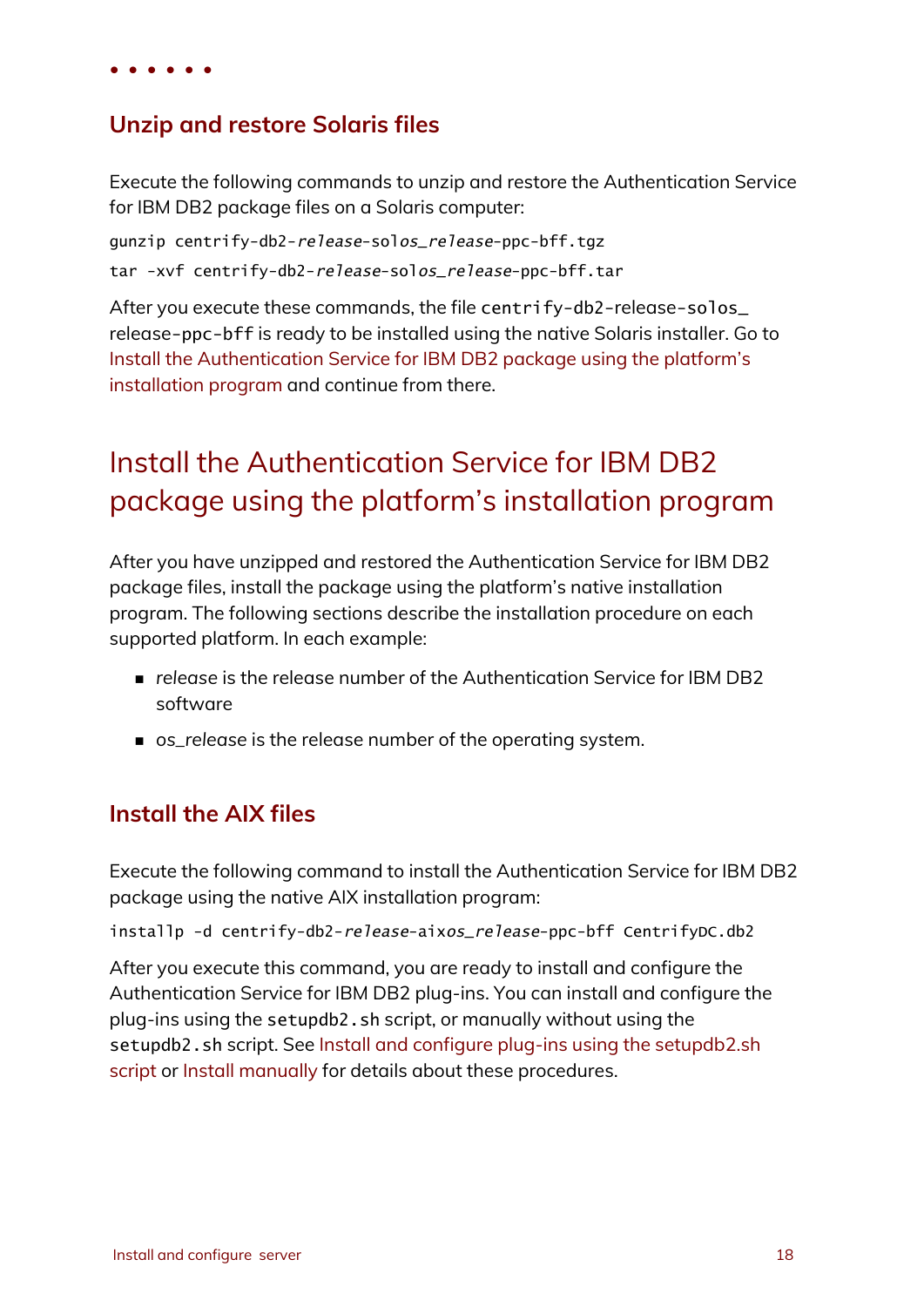## Unzip and restore Solaris files

Execute the following commands to unzip and restore the Authentication Service for IBM DB2 package files on a Solaris computer:

```
gunzip centrify-db2-release-solos_release-ppc-bff.tgz
tar -xvf centrify-db2-release-solos_release-ppc-bff.tar
```

After you execute these commands, the file `centrify-db2`-release-`solos_` release-`ppc-bff` is ready to be installed using the native Solaris installer. Go to Install the Authentication Service for IBM DB2 package using the platform's installation program and continue from there.

# Install the Authentication Service for IBM DB2 package using the platform's installation program

After you have unzipped and restored the Authentication Service for IBM DB2 package files, install the package using the platform's native installation program. The following sections describe the installation procedure on each supported platform. In each example:

- *release* is the release number of the Authentication Service for IBM DB2 software
- *os_release* is the release number of the operating system.

## Install the AIX files

Execute the following command to install the Authentication Service for IBM DB2 package using the native AIX installation program:

```
installp -d centrify-db2-release-aixos_release-ppc-bff CentrifyDC.db2
```

After you execute this command, you are ready to install and configure the Authentication Service for IBM DB2 plug-ins. You can install and configure the plug-ins using the `setupdb2.sh` script, or manually without using the `setupdb2.sh` script. See Install and configure plug-ins using the setupdb2.sh script or Install manually for details about these procedures.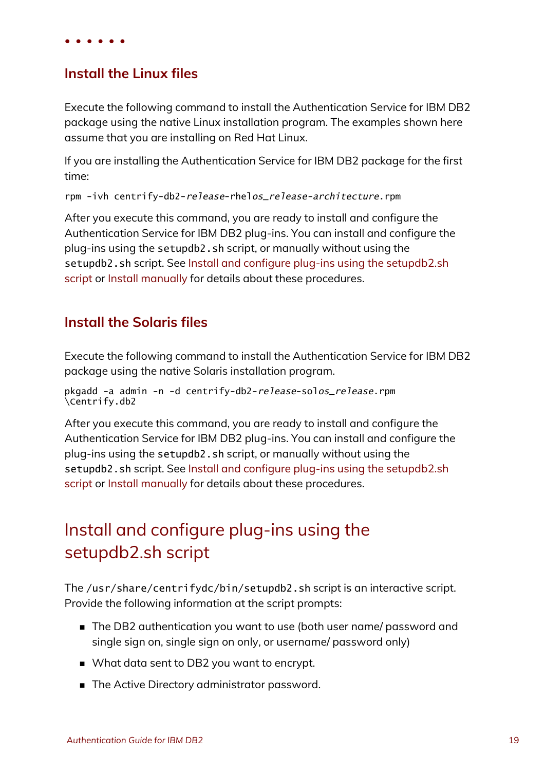### Install the Linux files

Execute the following command to install the Authentication Service for IBM DB2 package using the native Linux installation program. The examples shown here assume that you are installing on Red Hat Linux.

If you are installing the Authentication Service for IBM DB2 package for the first time:

```
rpm -ivh centrify-db2-release-rhelos_release-architecture.rpm
```

After you execute this command, you are ready to install and configure the Authentication Service for IBM DB2 plug-ins. You can install and configure the plug-ins using the `setupdb2.sh` script, or manually without using the `setupdb2.sh` script. See Install and configure plug-ins using the setupdb2.sh script or Install manually for details about these procedures.

### Install the Solaris files

Execute the following command to install the Authentication Service for IBM DB2 package using the native Solaris installation program.

```
pkgadd -a admin -n -d centrify-db2-release-solos_release.rpm
\Centrify.db2
```

After you execute this command, you are ready to install and configure the Authentication Service for IBM DB2 plug-ins. You can install and configure the plug-ins using the `setupdb2.sh` script, or manually without using the `setupdb2.sh` script. See Install and configure plug-ins using the setupdb2.sh script or Install manually for details about these procedures.

## Install and configure plug-ins using the setupdb2.sh script

The `/usr/share/centrifydc/bin/setupdb2.sh` script is an interactive script. Provide the following information at the script prompts:

- The DB2 authentication you want to use (both user name/ password and single sign on, single sign on only, or username/ password only)
- What data sent to DB2 you want to encrypt.
- The Active Directory administrator password.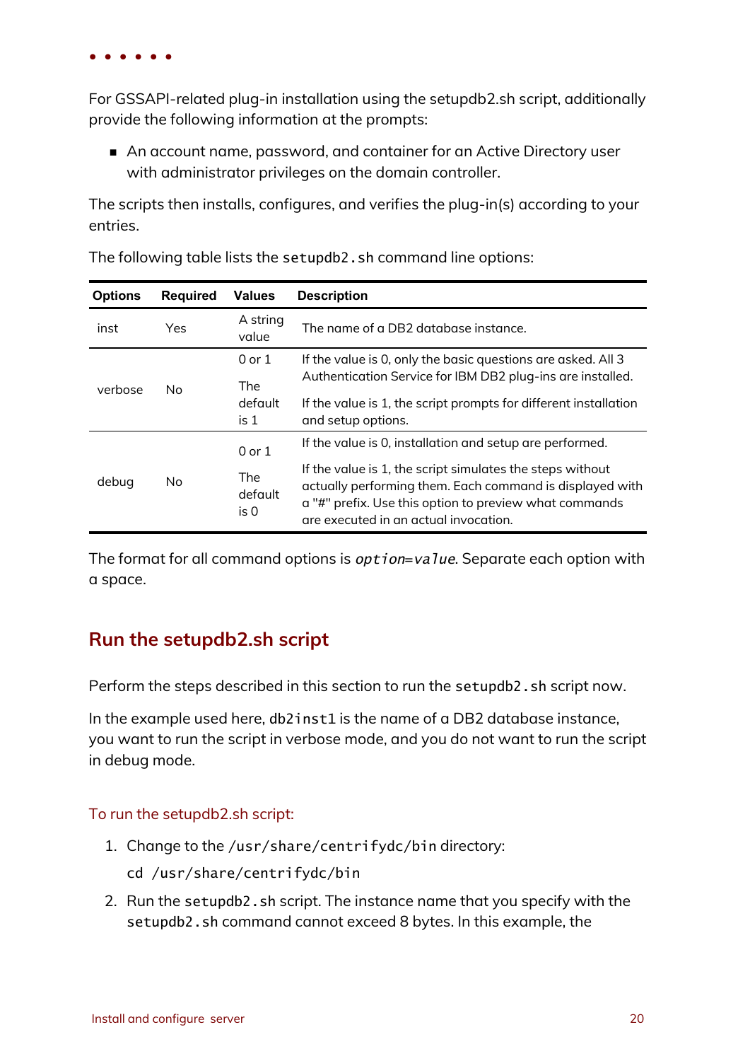For GSSAPI-related plug-in installation using the setupdb2.sh script, additionally provide the following information at the prompts:

- An account name, password, and container for an Active Directory user with administrator privileges on the domain controller.

The scripts then installs, configures, and verifies the plug-in(s) according to your entries.

The following table lists the `setupdb2.sh` command line options:

| Options | Required | Values | Description |
|---|---|---|---|
| inst | Yes | A string value | The name of a DB2 database instance. |
| verbose | No | 0 or 1<br>The default is 1 | If the value is 0, only the basic questions are asked. All 3 Authentication Service for IBM DB2 plug-ins are installed.<br>If the value is 1, the script prompts for different installation and setup options. |
| debug | No | 0 or 1<br>The default is 0 | If the value is 0, installation and setup are performed.<br>If the value is 1, the script simulates the steps without actually performing them. Each command is displayed with a "#" prefix. Use this option to preview what commands are executed in an actual invocation. |

The format for all command options is *`option=value`*. Separate each option with a space.

## Run the setupdb2.sh script

Perform the steps described in this section to run the `setupdb2.sh` script now.

In the example used here, `db2inst1` is the name of a DB2 database instance, you want to run the script in verbose mode, and you do not want to run the script in debug mode.

### To run the setupdb2.sh script:

1. Change to the `/usr/share/centrifydc/bin` directory:

   ```
   cd /usr/share/centrifydc/bin
   ```

2. Run the `setupdb2.sh` script. The instance name that you specify with the `setupdb2.sh` command cannot exceed 8 bytes. In this example, the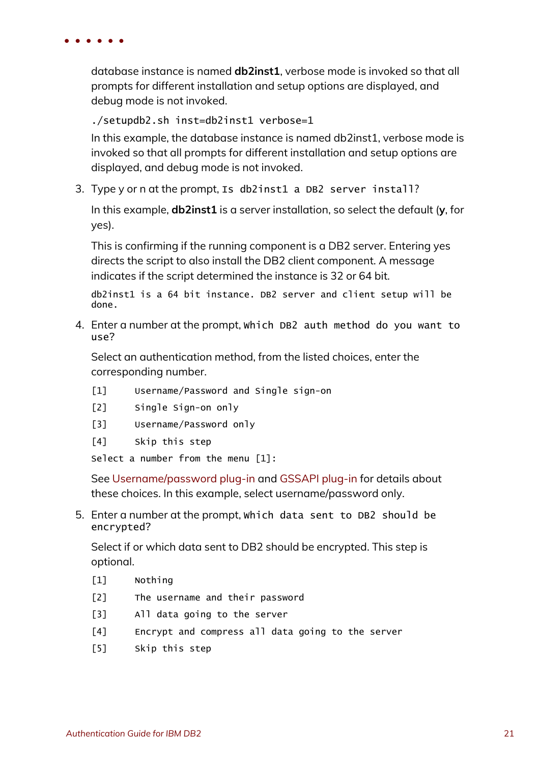database instance is named **db2inst1**, verbose mode is invoked so that all prompts for different installation and setup options are displayed, and debug mode is not invoked.

```
./setupdb2.sh inst=db2inst1 verbose=1
```

In this example, the database instance is named db2inst1, verbose mode is invoked so that all prompts for different installation and setup options are displayed, and debug mode is not invoked.

3. Type y or n at the prompt, `Is db2inst1 a DB2 server install?`

   In this example, **db2inst1** is a server installation, so select the default (**y**, for yes).

   This is confirming if the running component is a DB2 server. Entering yes directs the script to also install the DB2 client component. A message indicates if the script determined the instance is 32 or 64 bit.

   ```
   db2inst1 is a 64 bit instance. DB2 server and client setup will be done.
   ```

4. Enter a number at the prompt, `Which DB2 auth method do you want to use?`

   Select an authentication method, from the listed choices, enter the corresponding number.

   ```
   [1]     Username/Password and Single sign-on
   [2]     Single Sign-on only
   [3]     Username/Password only
   [4]     Skip this step
   Select a number from the menu [1]:
   ```

   See Username/password plug-in and GSSAPI plug-in for details about these choices. In this example, select username/password only.

5. Enter a number at the prompt, `Which data sent to DB2 should be encrypted?`

   Select if or which data sent to DB2 should be encrypted. This step is optional.

   ```
   [1]     Nothing
   [2]     The username and their password
   [3]     All data going to the server
   [4]     Encrypt and compress all data going to the server
   [5]     Skip this step
   ```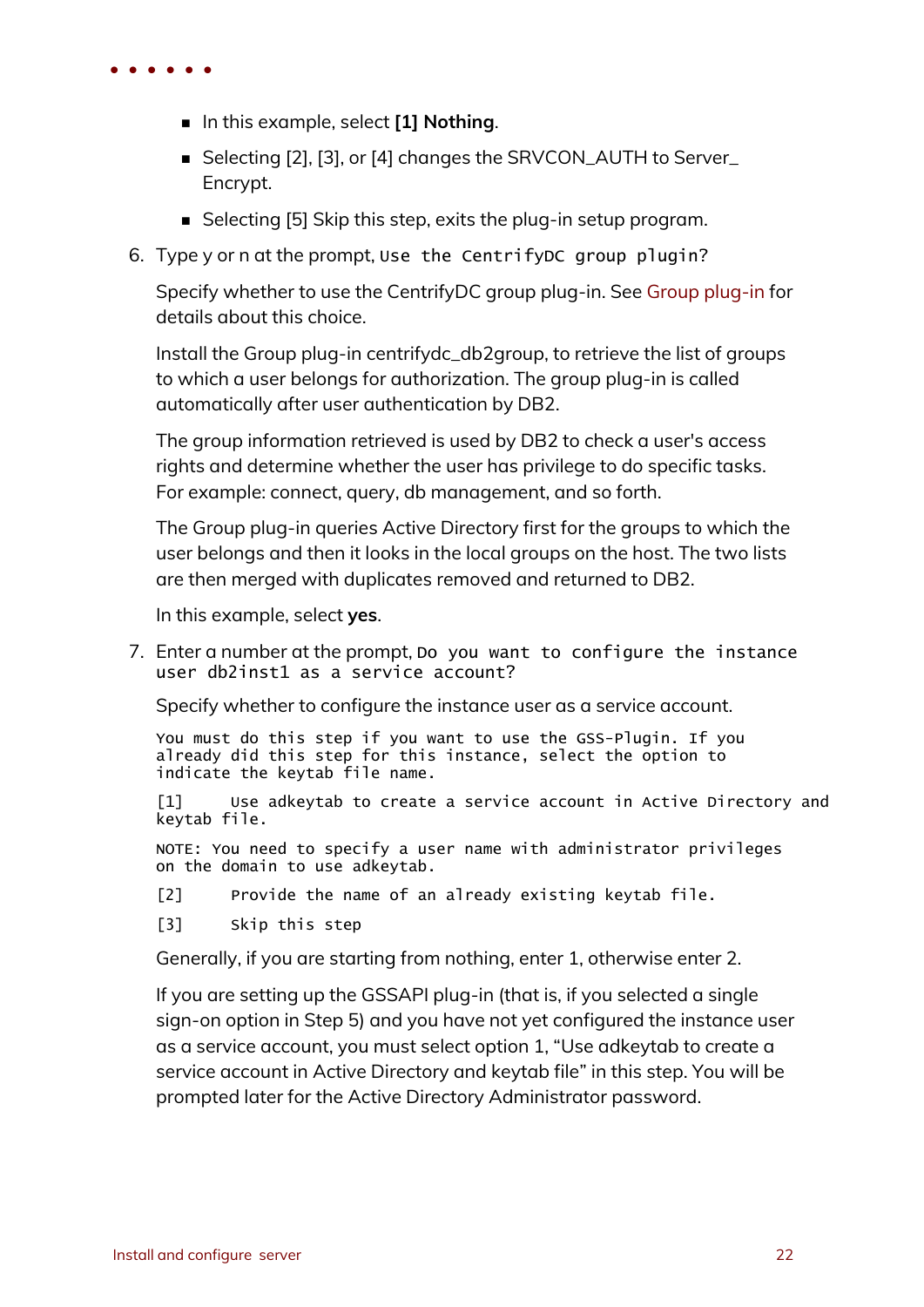- In this example, select **[1] Nothing**.
- Selecting [2], [3], or [4] changes the SRVCON_AUTH to Server_Encrypt.
- Selecting [5] Skip this step, exits the plug-in setup program.

6. Type y or n at the prompt, `Use the CentrifyDC group plugin?`

   Specify whether to use the CentrifyDC group plug-in. See Group plug-in for details about this choice.

   Install the Group plug-in centrifydc_db2group, to retrieve the list of groups to which a user belongs for authorization. The group plug-in is called automatically after user authentication by DB2.

   The group information retrieved is used by DB2 to check a user's access rights and determine whether the user has privilege to do specific tasks. For example: connect, query, db management, and so forth.

   The Group plug-in queries Active Directory first for the groups to which the user belongs and then it looks in the local groups on the host. The two lists are then merged with duplicates removed and returned to DB2.

   In this example, select **yes**.

7. Enter a number at the prompt, `Do you want to configure the instance user db2inst1 as a service account?`

   Specify whether to configure the instance user as a service account.

   ```
   You must do this step if you want to use the GSS-Plugin. If you
   already did this step for this instance, select the option to
   indicate the keytab file name.

   [1]     Use adkeytab to create a service account in Active Directory and
   keytab file.

   NOTE: You need to specify a user name with administrator privileges
   on the domain to use adkeytab.

   [2]     Provide the name of an already existing keytab file.

   [3]     Skip this step
   ```

   Generally, if you are starting from nothing, enter 1, otherwise enter 2.

   If you are setting up the GSSAPI plug-in (that is, if you selected a single sign-on option in Step 5) and you have not yet configured the instance user as a service account, you must select option 1, “Use adkeytab to create a service account in Active Directory and keytab file” in this step. You will be prompted later for the Active Directory Administrator password.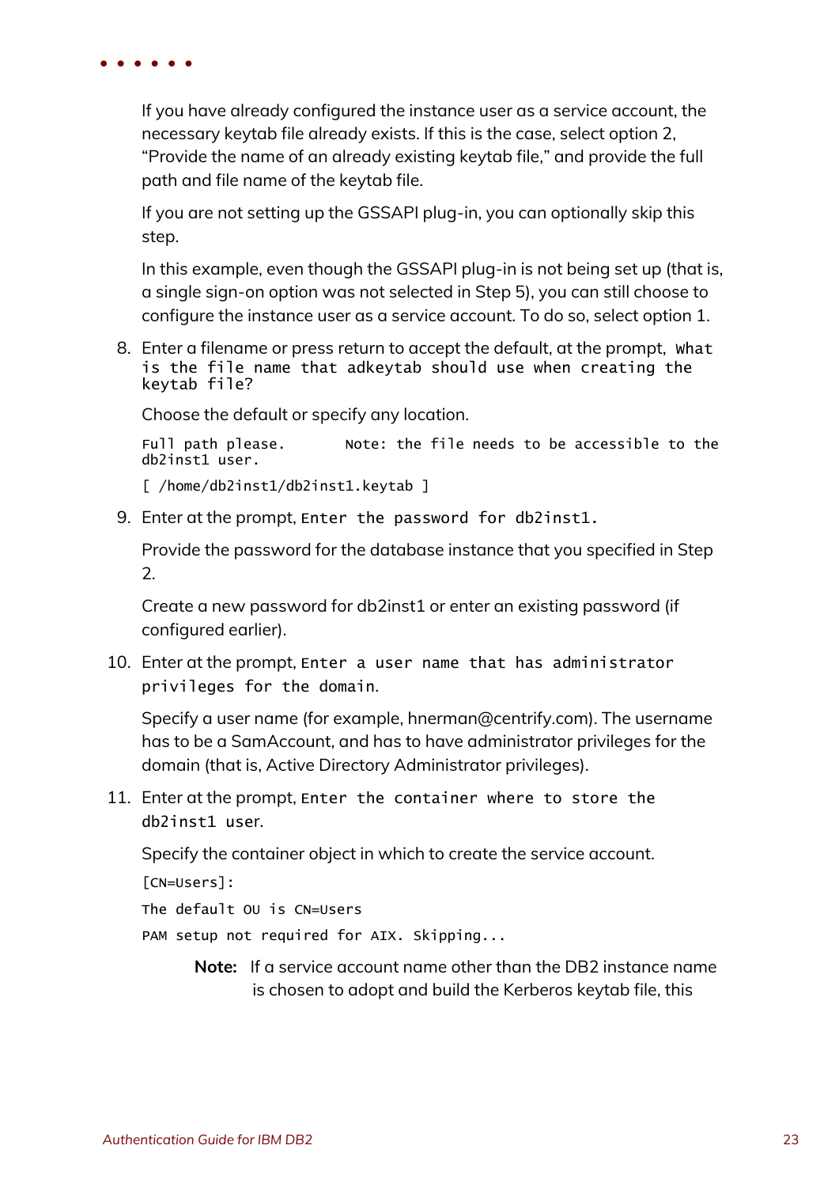If you have already configured the instance user as a service account, the necessary keytab file already exists. If this is the case, select option 2, "Provide the name of an already existing keytab file," and provide the full path and file name of the keytab file.

If you are not setting up the GSSAPI plug-in, you can optionally skip this step.

In this example, even though the GSSAPI plug-in is not being set up (that is, a single sign-on option was not selected in Step 5), you can still choose to configure the instance user as a service account. To do so, select option 1.

8. Enter a filename or press return to accept the default, at the prompt, `What is the file name that adkeytab should use when creating the keytab file?`

   Choose the default or specify any location.

   ```
   Full path please.        Note: the file needs to be accessible to the
   db2inst1 user.
   ```

   ```
   [ /home/db2inst1/db2inst1.keytab ]
   ```

9. Enter at the prompt, `Enter the password for db2inst1.`

   Provide the password for the database instance that you specified in Step 2.

   Create a new password for db2inst1 or enter an existing password (if configured earlier).

10. Enter at the prompt, `Enter a user name that has administrator privileges for the domain.`

    Specify a user name (for example, hnerman@centrify.com). The username has to be a SamAccount, and has to have administrator privileges for the domain (that is, Active Directory Administrator privileges).

11. Enter at the prompt, `Enter the container where to store the db2inst1 user.`

    Specify the container object in which to create the service account.

    ```
    [CN=Users]:
    ```

    ```
    The default OU is CN=Users
    ```

    ```
    PAM setup not required for AIX. Skipping...
    ```

    **Note:** If a service account name other than the DB2 instance name is chosen to adopt and build the Kerberos keytab file, this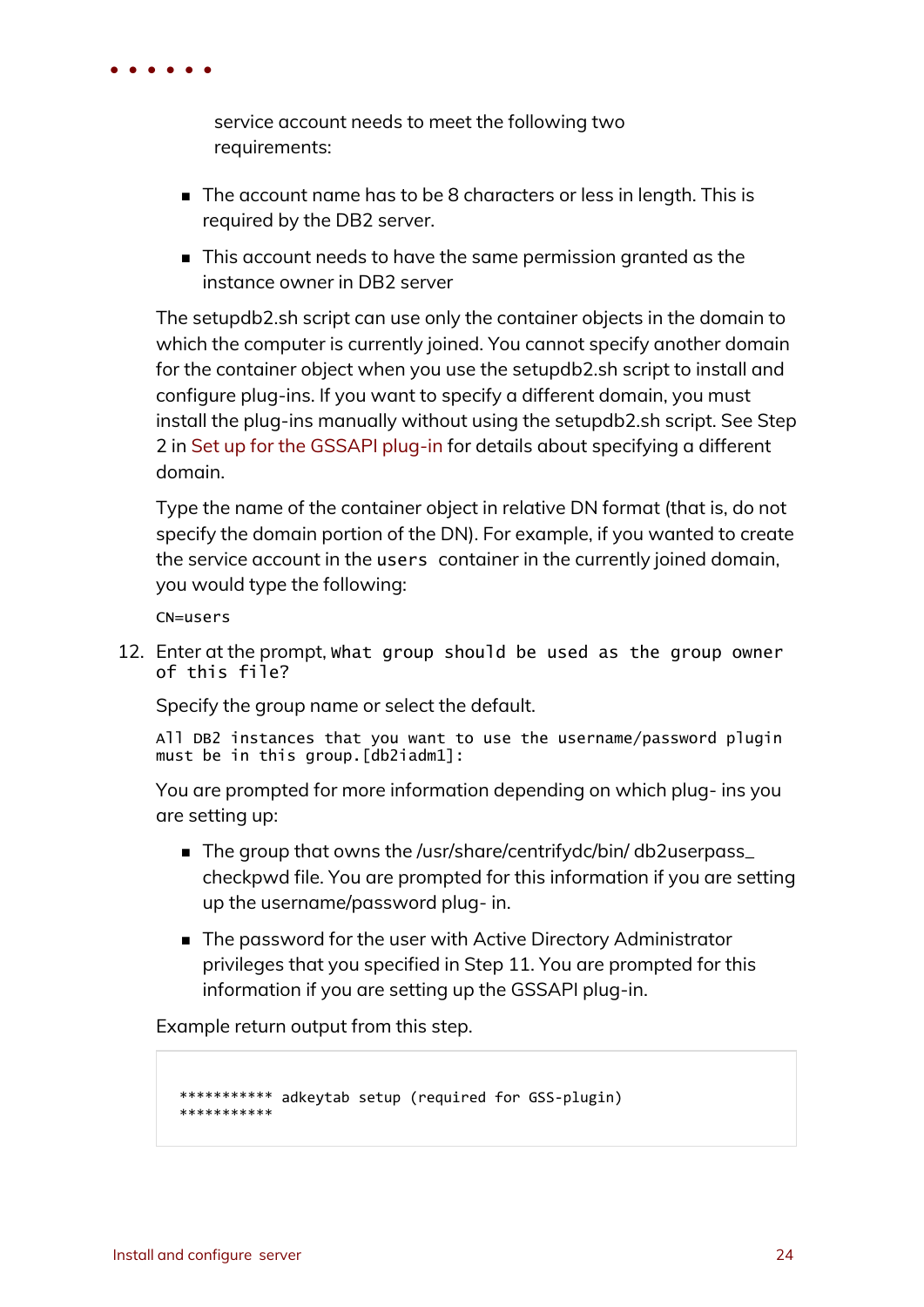service account needs to meet the following two requirements:

- The account name has to be 8 characters or less in length. This is required by the DB2 server.
- This account needs to have the same permission granted as the instance owner in DB2 server

The setupdb2.sh script can use only the container objects in the domain to which the computer is currently joined. You cannot specify another domain for the container object when you use the setupdb2.sh script to install and configure plug-ins. If you want to specify a different domain, you must install the plug-ins manually without using the setupdb2.sh script. See Step 2 in Set up for the GSSAPI plug-in for details about specifying a different domain.

Type the name of the container object in relative DN format (that is, do not specify the domain portion of the DN). For example, if you wanted to create the service account in the `users` container in the currently joined domain, you would type the following:

```
CN=users
```

12. Enter at the prompt, `What group should be used as the group owner of this file?`

    Specify the group name or select the default.

    ```
    All DB2 instances that you want to use the username/password plugin
    must be in this group.[db2iadm1]:
    ```

    You are prompted for more information depending on which plug- ins you are setting up:

    - The group that owns the /usr/share/centrifydc/bin/ db2userpass_checkpwd file. You are prompted for this information if you are setting up the username/password plug- in.
    - The password for the user with Active Directory Administrator privileges that you specified in Step 11. You are prompted for this information if you are setting up the GSSAPI plug-in.

    Example return output from this step.

    ```
    *********** adkeytab setup (required for GSS-plugin)
    ***********
    ```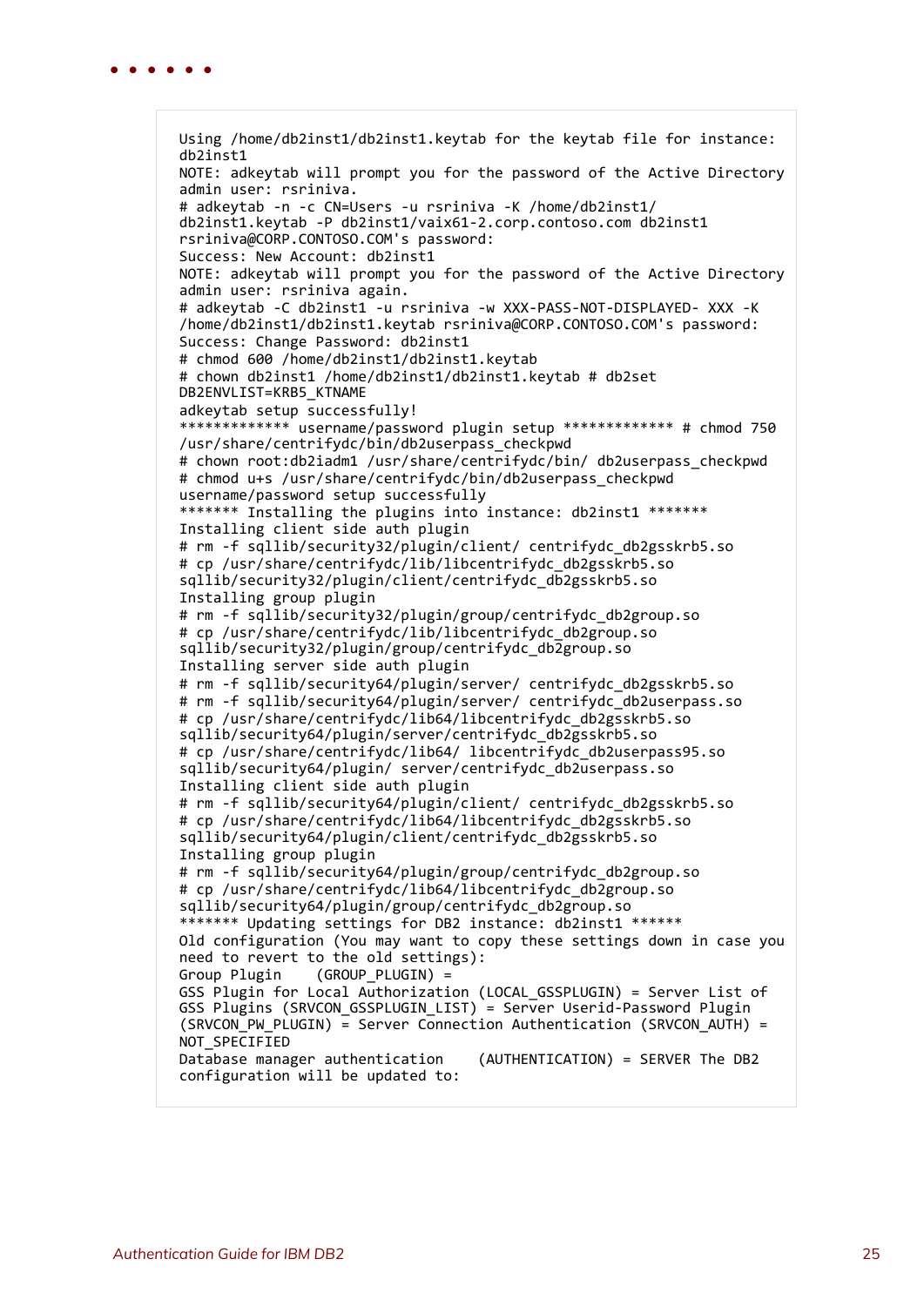```
Using /home/db2inst1/db2inst1.keytab for the keytab file for instance:
db2inst1
NOTE: adkeytab will prompt you for the password of the Active Directory
admin user: rsriniva.
# adkeytab -n -c CN=Users -u rsriniva -K /home/db2inst1/
db2inst1.keytab -P db2inst1/vaix61-2.corp.contoso.com db2inst1
rsriniva@CORP.CONTOSO.COM's password:
Success: New Account: db2inst1
NOTE: adkeytab will prompt you for the password of the Active Directory
admin user: rsriniva again.
# adkeytab -C db2inst1 -u rsriniva -w XXX-PASS-NOT-DISPLAYED- XXX -K
/home/db2inst1/db2inst1.keytab rsriniva@CORP.CONTOSO.COM's password:
Success: Change Password: db2inst1
# chmod 600 /home/db2inst1/db2inst1.keytab
# chown db2inst1 /home/db2inst1/db2inst1.keytab # db2set
DB2ENVLIST=KRB5_KTNAME
adkeytab setup successfully!
************* username/password plugin setup ************* # chmod 750
/usr/share/centrifydc/bin/db2userpass_checkpwd
# chown root:db2iadm1 /usr/share/centrifydc/bin/ db2userpass_checkpwd
# chmod u+s /usr/share/centrifydc/bin/db2userpass_checkpwd
username/password setup successfully
******* Installing the plugins into instance: db2inst1 *******
Installing client side auth plugin
# rm -f sqllib/security32/plugin/client/ centrifydc_db2gsskrb5.so
# cp /usr/share/centrifydc/lib/libcentrifydc_db2gsskrb5.so
sqllib/security32/plugin/client/centrifydc_db2gsskrb5.so
Installing group plugin
# rm -f sqllib/security32/plugin/group/centrifydc_db2group.so
# cp /usr/share/centrifydc/lib/libcentrifydc_db2group.so
sqllib/security32/plugin/group/centrifydc_db2group.so
Installing server side auth plugin
# rm -f sqllib/security64/plugin/server/ centrifydc_db2gsskrb5.so
# rm -f sqllib/security64/plugin/server/ centrifydc_db2userpass.so
# cp /usr/share/centrifydc/lib64/libcentrifydc_db2gsskrb5.so
sqllib/security64/plugin/server/centrifydc_db2gsskrb5.so
# cp /usr/share/centrifydc/lib64/ libcentrifydc_db2userpass95.so
sqllib/security64/plugin/ server/centrifydc_db2userpass.so
Installing client side auth plugin
# rm -f sqllib/security64/plugin/client/ centrifydc_db2gsskrb5.so
# cp /usr/share/centrifydc/lib64/libcentrifydc_db2gsskrb5.so
sqllib/security64/plugin/client/centrifydc_db2gsskrb5.so
Installing group plugin
# rm -f sqllib/security64/plugin/group/centrifydc_db2group.so
# cp /usr/share/centrifydc/lib64/libcentrifydc_db2group.so
sqllib/security64/plugin/group/centrifydc_db2group.so
******* Updating settings for DB2 instance: db2inst1 ******
Old configuration (You may want to copy these settings down in case you
need to revert to the old settings):
Group Plugin    (GROUP_PLUGIN) =
GSS Plugin for Local Authorization (LOCAL_GSSPLUGIN) = Server List of
GSS Plugins (SRVCON_GSSPLUGIN_LIST) = Server Userid-Password Plugin
(SRVCON_PW_PLUGIN) = Server Connection Authentication (SRVCON_AUTH) =
NOT_SPECIFIED
Database manager authentication    (AUTHENTICATION) = SERVER The DB2
configuration will be updated to:
```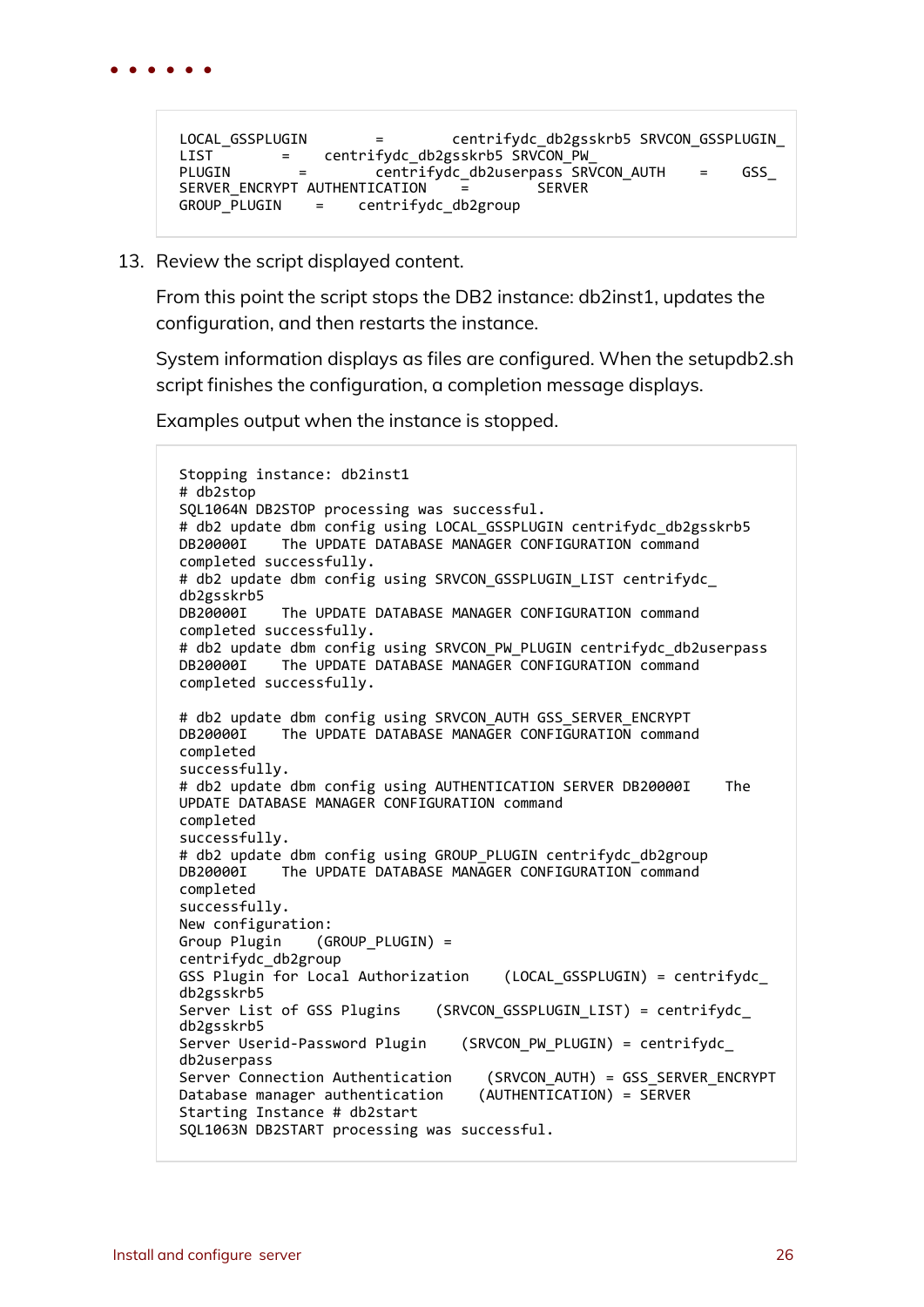```
LOCAL_GSSPLUGIN        =        centrifydc_db2gsskrb5 SRVCON_GSSPLUGIN_
LIST       =    centrifydc_db2gsskrb5 SRVCON_PW_
PLUGIN        =        centrifydc_db2userpass SRVCON_AUTH      =    GSS_
SERVER_ENCRYPT AUTHENTICATION     =        SERVER
GROUP_PLUGIN     =     centrifydc_db2group
```

13. Review the script displayed content.

    From this point the script stops the DB2 instance: db2inst1, updates the configuration, and then restarts the instance.

    System information displays as files are configured. When the setupdb2.sh script finishes the configuration, a completion message displays.

    Examples output when the instance is stopped.

```
Stopping instance: db2inst1
# db2stop
SQL1064N DB2STOP processing was successful.
# db2 update dbm config using LOCAL_GSSPLUGIN centrifydc_db2gsskrb5
DB20000I    The UPDATE DATABASE MANAGER CONFIGURATION command
completed successfully.
# db2 update dbm config using SRVCON_GSSPLUGIN_LIST centrifydc_
db2gsskrb5
DB20000I    The UPDATE DATABASE MANAGER CONFIGURATION command
completed successfully.
# db2 update dbm config using SRVCON_PW_PLUGIN centrifydc_db2userpass
DB20000I    The UPDATE DATABASE MANAGER CONFIGURATION command
completed successfully.

# db2 update dbm config using SRVCON_AUTH GSS_SERVER_ENCRYPT
DB20000I    The UPDATE DATABASE MANAGER CONFIGURATION command
completed
successfully.
# db2 update dbm config using AUTHENTICATION SERVER DB20000I    The
UPDATE DATABASE MANAGER CONFIGURATION command
completed
successfully.
# db2 update dbm config using GROUP_PLUGIN centrifydc_db2group
DB20000I    The UPDATE DATABASE MANAGER CONFIGURATION command
completed
successfully.
New configuration:
Group Plugin    (GROUP_PLUGIN) =
centrifydc_db2group
GSS Plugin for Local Authorization    (LOCAL_GSSPLUGIN) = centrifydc_
db2gsskrb5
Server List of GSS Plugins    (SRVCON_GSSPLUGIN_LIST) = centrifydc_
db2gsskrb5
Server Userid-Password Plugin    (SRVCON_PW_PLUGIN) = centrifydc_
db2userpass
Server Connection Authentication    (SRVCON_AUTH) = GSS_SERVER_ENCRYPT
Database manager authentication    (AUTHENTICATION) = SERVER
Starting Instance # db2start
SQL1063N DB2START processing was successful.
```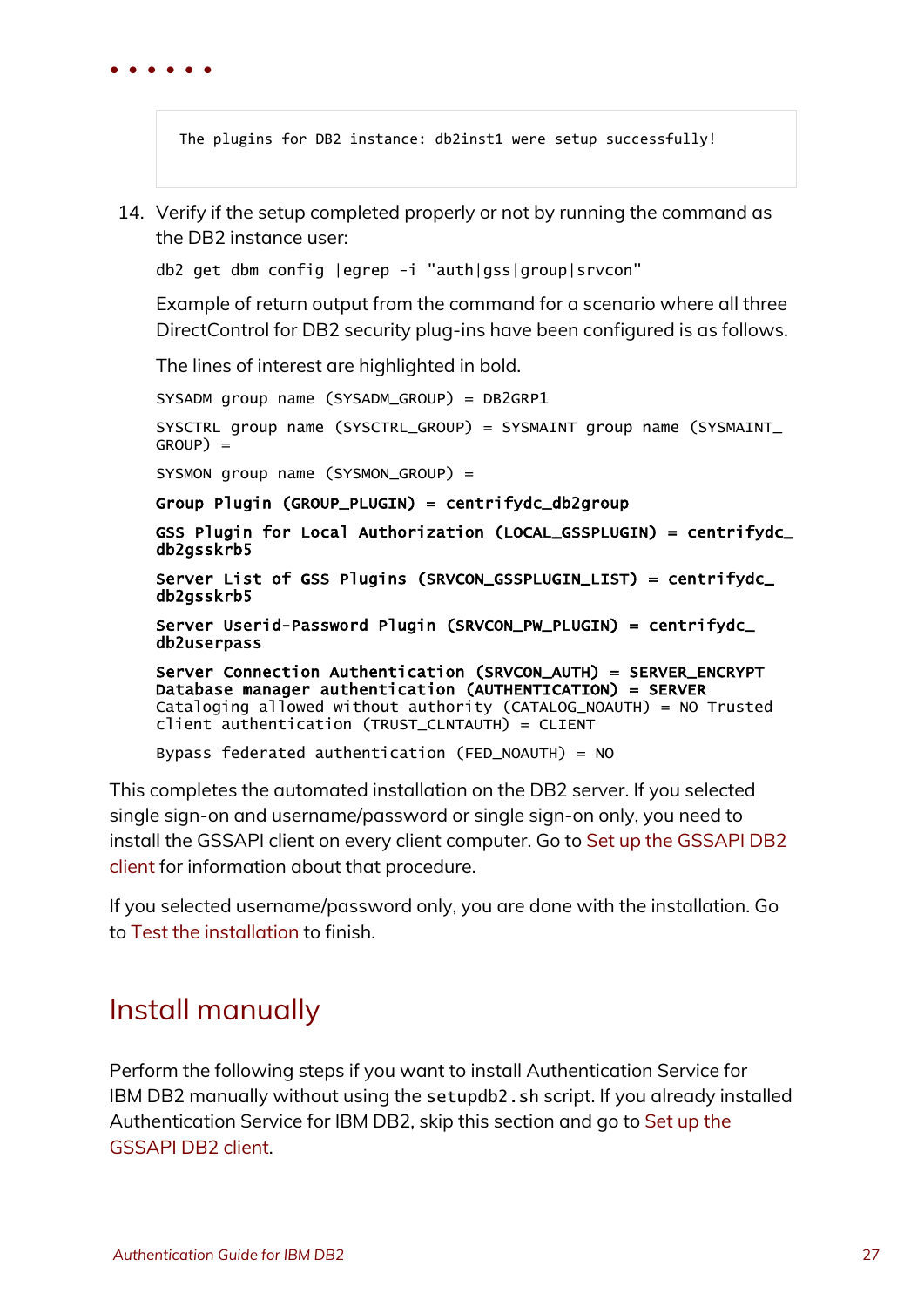```
The plugins for DB2 instance: db2inst1 were setup successfully!
```

14. Verify if the setup completed properly or not by running the command as the DB2 instance user:

    `db2 get dbm config |egrep -i "auth|gss|group|srvcon"`

    Example of return output from the command for a scenario where all three DirectControl for DB2 security plug-ins have been configured is as follows.

    The lines of interest are highlighted in bold.

    `SYSADM group name (SYSADM_GROUP) = DB2GRP1`

    `SYSCTRL group name (SYSCTRL_GROUP) = SYSMAINT group name (SYSMAINT_GROUP) =`

    `SYSMON group name (SYSMON_GROUP) =`

    **`Group Plugin (GROUP_PLUGIN) = centrifydc_db2group`**

    **`GSS Plugin for Local Authorization (LOCAL_GSSPLUGIN) = centrifydc_db2gsskrb5`**

    **`Server List of GSS Plugins (SRVCON_GSSPLUGIN_LIST) = centrifydc_db2gsskrb5`**

    **`Server Userid-Password Plugin (SRVCON_PW_PLUGIN) = centrifydc_db2userpass`**

    **`Server Connection Authentication (SRVCON_AUTH) = SERVER_ENCRYPT Database manager authentication (AUTHENTICATION) = SERVER`** `Cataloging allowed without authority (CATALOG_NOAUTH) = NO Trusted client authentication (TRUST_CLNTAUTH) = CLIENT`

    `Bypass federated authentication (FED_NOAUTH) = NO`

This completes the automated installation on the DB2 server. If you selected single sign-on and username/password or single sign-on only, you need to install the GSSAPI client on every client computer. Go to Set up the GSSAPI DB2 client for information about that procedure.

If you selected username/password only, you are done with the installation. Go to Test the installation to finish.

## Install manually

Perform the following steps if you want to install Authentication Service for IBM DB2 manually without using the `setupdb2.sh` script. If you already installed Authentication Service for IBM DB2, skip this section and go to Set up the GSSAPI DB2 client.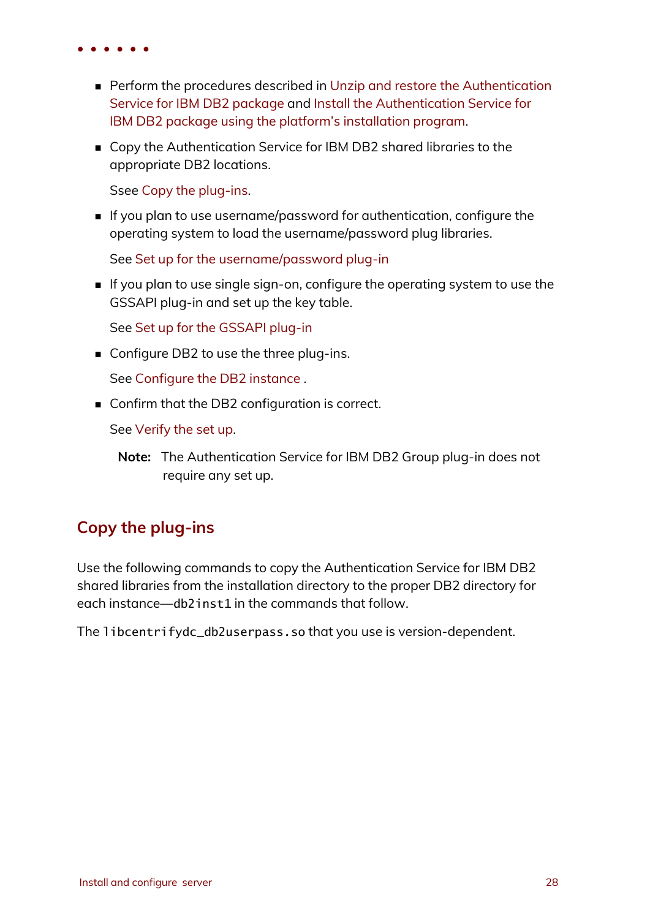- Perform the procedures described in Unzip and restore the Authentication Service for IBM DB2 package and Install the Authentication Service for IBM DB2 package using the platform's installation program.
- Copy the Authentication Service for IBM DB2 shared libraries to the appropriate DB2 locations.

  Ssee Copy the plug-ins.
- If you plan to use username/password for authentication, configure the operating system to load the username/password plug libraries.

  See Set up for the username/password plug-in
- If you plan to use single sign-on, configure the operating system to use the GSSAPI plug-in and set up the key table.

  See Set up for the GSSAPI plug-in
- Configure DB2 to use the three plug-ins.

  See Configure the DB2 instance .
- Confirm that the DB2 configuration is correct.

  See Verify the set up.

  **Note:** The Authentication Service for IBM DB2 Group plug-in does not require any set up.

## Copy the plug-ins

Use the following commands to copy the Authentication Service for IBM DB2 shared libraries from the installation directory to the proper DB2 directory for each instance—`db2inst1` in the commands that follow.

The `libcentrifydc_db2userpass.so` that you use is version-dependent.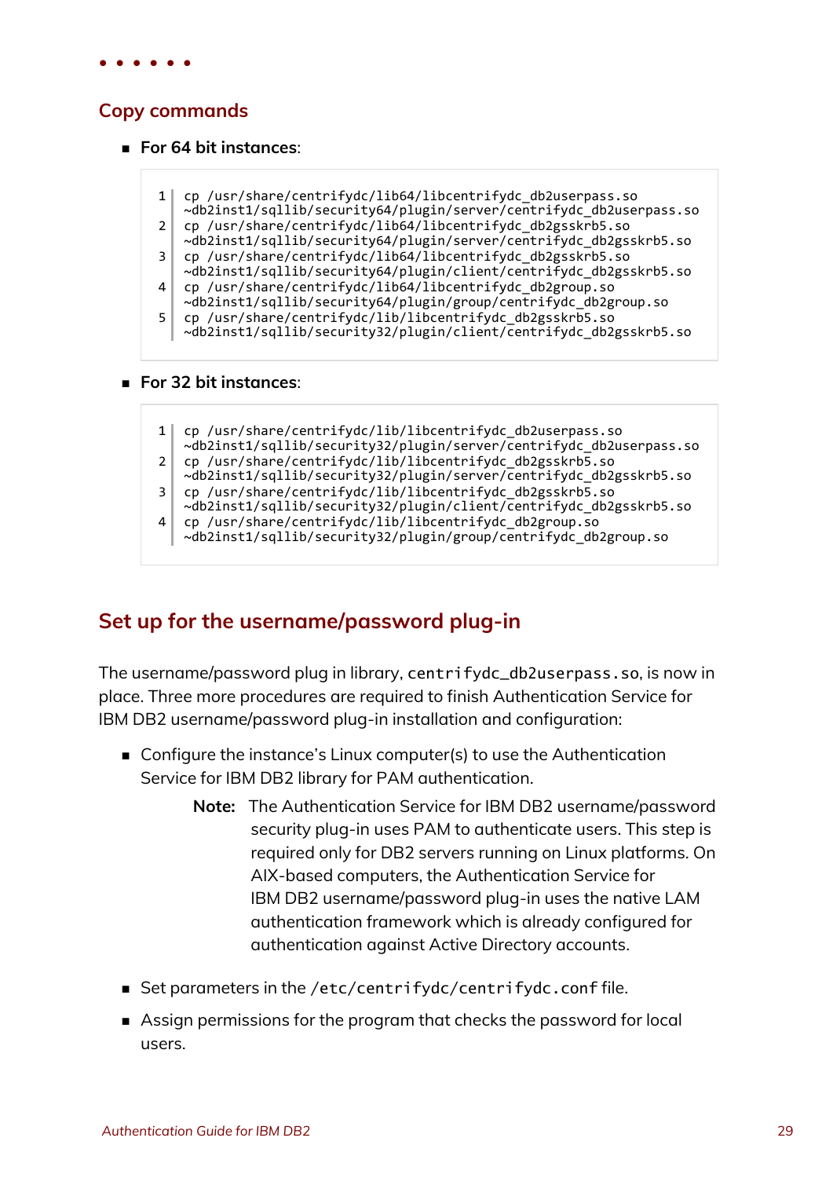## Copy commands

- **For 64 bit instances**:

```
cp /usr/share/centrifydc/lib64/libcentrifydc_db2userpass.so ~db2inst1/sqllib/security64/plugin/server/centrifydc_db2userpass.so
cp /usr/share/centrifydc/lib64/libcentrifydc_db2gsskrb5.so ~db2inst1/sqllib/security64/plugin/server/centrifydc_db2gsskrb5.so
cp /usr/share/centrifydc/lib64/libcentrifydc_db2gsskrb5.so ~db2inst1/sqllib/security64/plugin/client/centrifydc_db2gsskrb5.so
cp /usr/share/centrifydc/lib64/libcentrifydc_db2group.so ~db2inst1/sqllib/security64/plugin/group/centrifydc_db2group.so
cp /usr/share/centrifydc/lib/libcentrifydc_db2gsskrb5.so ~db2inst1/sqllib/security32/plugin/client/centrifydc_db2gsskrb5.so
```

- **For 32 bit instances**:

```
cp /usr/share/centrifydc/lib/libcentrifydc_db2userpass.so ~db2inst1/sqllib/security32/plugin/server/centrifydc_db2userpass.so
cp /usr/share/centrifydc/lib/libcentrifydc_db2gsskrb5.so ~db2inst1/sqllib/security32/plugin/server/centrifydc_db2gsskrb5.so
cp /usr/share/centrifydc/lib/libcentrifydc_db2gsskrb5.so ~db2inst1/sqllib/security32/plugin/client/centrifydc_db2gsskrb5.so
cp /usr/share/centrifydc/lib/libcentrifydc_db2group.so ~db2inst1/sqllib/security32/plugin/group/centrifydc_db2group.so
```

## Set up for the username/password plug-in

The username/password plug in library, `centrifydc_db2userpass.so`, is now in place. Three more procedures are required to finish Authentication Service for IBM DB2 username/password plug-in installation and configuration:

- Configure the instance's Linux computer(s) to use the Authentication Service for IBM DB2 library for PAM authentication.

  **Note:** The Authentication Service for IBM DB2 username/password security plug-in uses PAM to authenticate users. This step is required only for DB2 servers running on Linux platforms. On AIX-based computers, the Authentication Service for IBM DB2 username/password plug-in uses the native LAM authentication framework which is already configured for authentication against Active Directory accounts.

- Set parameters in the `/etc/centrifydc/centrifydc.conf` file.
- Assign permissions for the program that checks the password for local users.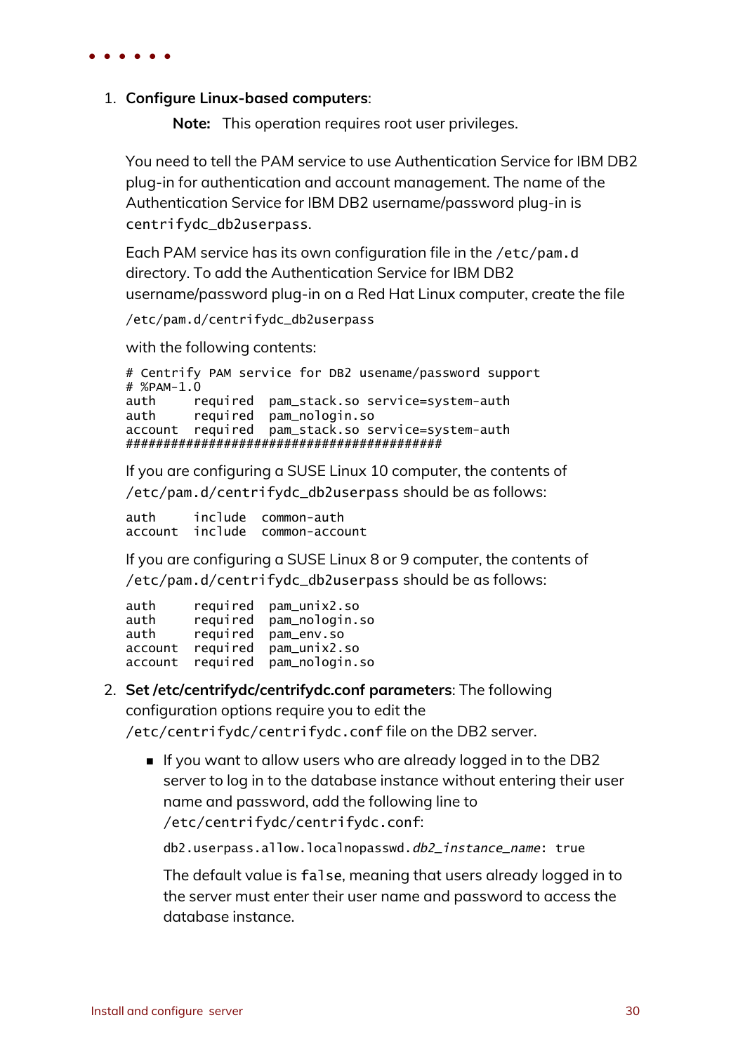1. **Configure Linux-based computers**:

   **Note:** This operation requires root user privileges.

   You need to tell the PAM service to use Authentication Service for IBM DB2 plug-in for authentication and account management. The name of the Authentication Service for IBM DB2 username/password plug-in is `centrifydc_db2userpass`.

   Each PAM service has its own configuration file in the `/etc/pam.d` directory. To add the Authentication Service for IBM DB2 username/password plug-in on a Red Hat Linux computer, create the file

   ```
   /etc/pam.d/centrifydc_db2userpass
   ```

   with the following contents:

   ```
   # Centrify PAM service for DB2 usename/password support
   # %PAM-1.0
   auth     required  pam_stack.so service=system-auth
   auth     required  pam_nologin.so
   account  required  pam_stack.so service=system-auth
   ##########################################
   ```

   If you are configuring a SUSE Linux 10 computer, the contents of `/etc/pam.d/centrifydc_db2userpass` should be as follows:

   ```
   auth     include  common-auth
   account  include  common-account
   ```

   If you are configuring a SUSE Linux 8 or 9 computer, the contents of `/etc/pam.d/centrifydc_db2userpass` should be as follows:

   ```
   auth     required  pam_unix2.so
   auth     required  pam_nologin.so
   auth     required  pam_env.so
   account  required  pam_unix2.so
   account  required  pam_nologin.so
   ```

2. **Set /etc/centrifydc/centrifydc.conf parameters**: The following configuration options require you to edit the `/etc/centrifydc/centrifydc.conf` file on the DB2 server.

   - If you want to allow users who are already logged in to the DB2 server to log in to the database instance without entering their user name and password, add the following line to `/etc/centrifydc/centrifydc.conf`:

     `db2.userpass.allow.localnopasswd.`*`db2_instance_name`*`: true`

     The default value is `false`, meaning that users already logged in to the server must enter their user name and password to access the database instance.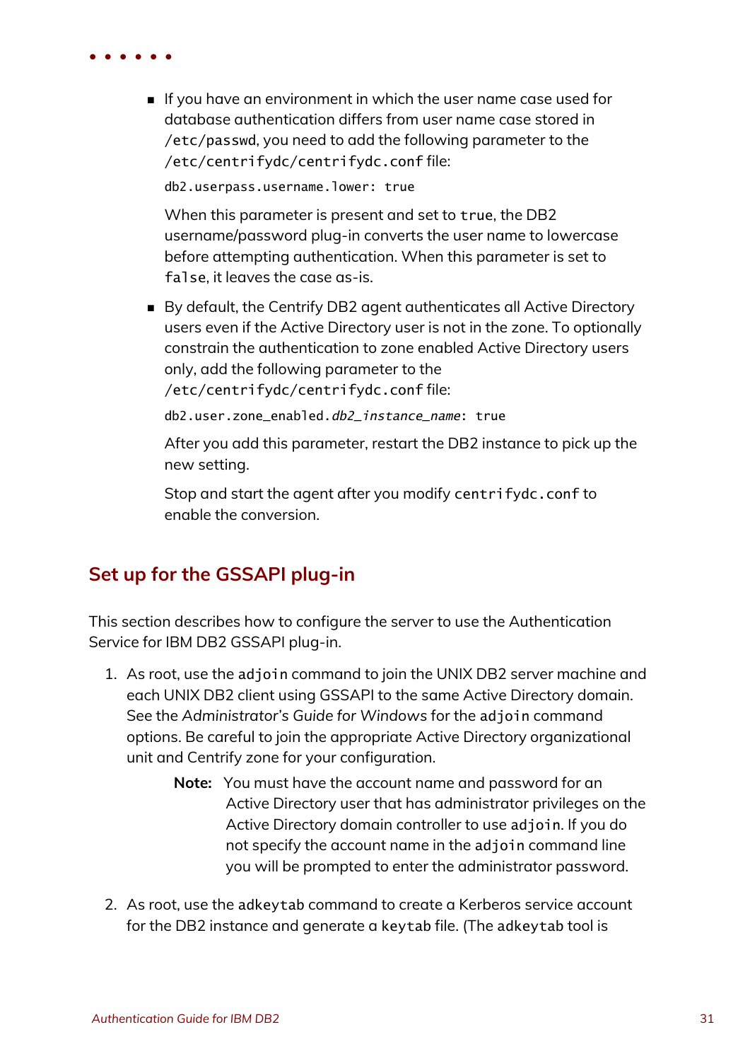- If you have an environment in which the user name case used for database authentication differs from user name case stored in `/etc/passwd`, you need to add the following parameter to the `/etc/centrifydc/centrifydc.conf` file:

  ```
  db2.userpass.username.lower: true
  ```

  When this parameter is present and set to `true`, the DB2 username/password plug-in converts the user name to lowercase before attempting authentication. When this parameter is set to `false`, it leaves the case as-is.

- By default, the Centrify DB2 agent authenticates all Active Directory users even if the Active Directory user is not in the zone. To optionally constrain the authentication to zone enabled Active Directory users only, add the following parameter to the `/etc/centrifydc/centrifydc.conf` file:

  ```
  db2.user.zone_enabled.db2_instance_name: true
  ```

  After you add this parameter, restart the DB2 instance to pick up the new setting.

  Stop and start the agent after you modify `centrifydc.conf` to enable the conversion.

## Set up for the GSSAPI plug-in

This section describes how to configure the server to use the Authentication Service for IBM DB2 GSSAPI plug-in.

1. As root, use the `adjoin` command to join the UNIX DB2 server machine and each UNIX DB2 client using GSSAPI to the same Active Directory domain. See the *Administrator's Guide for Windows* for the `adjoin` command options. Be careful to join the appropriate Active Directory organizational unit and Centrify zone for your configuration.

   **Note:** You must have the account name and password for an Active Directory user that has administrator privileges on the Active Directory domain controller to use `adjoin`. If you do not specify the account name in the `adjoin` command line you will be prompted to enter the administrator password.

2. As root, use the `adkeytab` command to create a Kerberos service account for the DB2 instance and generate a `keytab` file. (The `adkeytab` tool is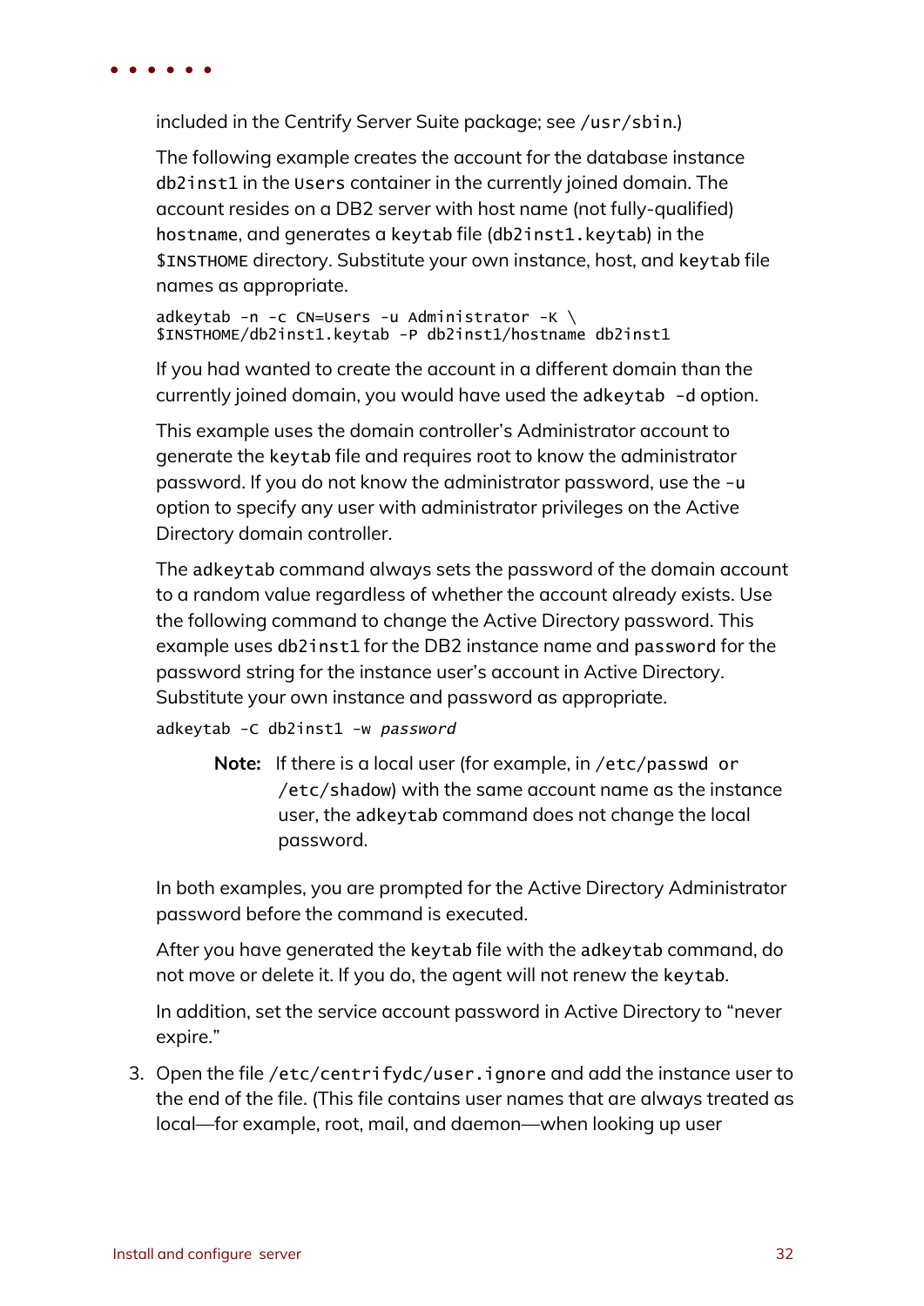included in the Centrify Server Suite package; see /usr/sbin.)

The following example creates the account for the database instance db2inst1 in the Users container in the currently joined domain. The account resides on a DB2 server with host name (not fully-qualified) hostname, and generates a keytab file (db2inst1.keytab) in the $INSTHOME directory. Substitute your own instance, host, and keytab file names as appropriate.

```
adkeytab -n -c CN=Users -u Administrator -K \
$INSTHOME/db2inst1.keytab -P db2inst1/hostname db2inst1
```

If you had wanted to create the account in a different domain than the currently joined domain, you would have used the adkeytab -d option.

This example uses the domain controller's Administrator account to generate the keytab file and requires root to know the administrator password. If you do not know the administrator password, use the -u option to specify any user with administrator privileges on the Active Directory domain controller.

The adkeytab command always sets the password of the domain account to a random value regardless of whether the account already exists. Use the following command to change the Active Directory password. This example uses db2inst1 for the DB2 instance name and password for the password string for the instance user's account in Active Directory. Substitute your own instance and password as appropriate.

```
adkeytab -C db2inst1 -w password
```

> **Note:** If there is a local user (for example, in /etc/passwd or /etc/shadow) with the same account name as the instance user, the adkeytab command does not change the local password.

In both examples, you are prompted for the Active Directory Administrator password before the command is executed.

After you have generated the keytab file with the adkeytab command, do not move or delete it. If you do, the agent will not renew the keytab.

In addition, set the service account password in Active Directory to "never expire."

3. Open the file /etc/centrifydc/user.ignore and add the instance user to the end of the file. (This file contains user names that are always treated as local—for example, root, mail, and daemon—when looking up user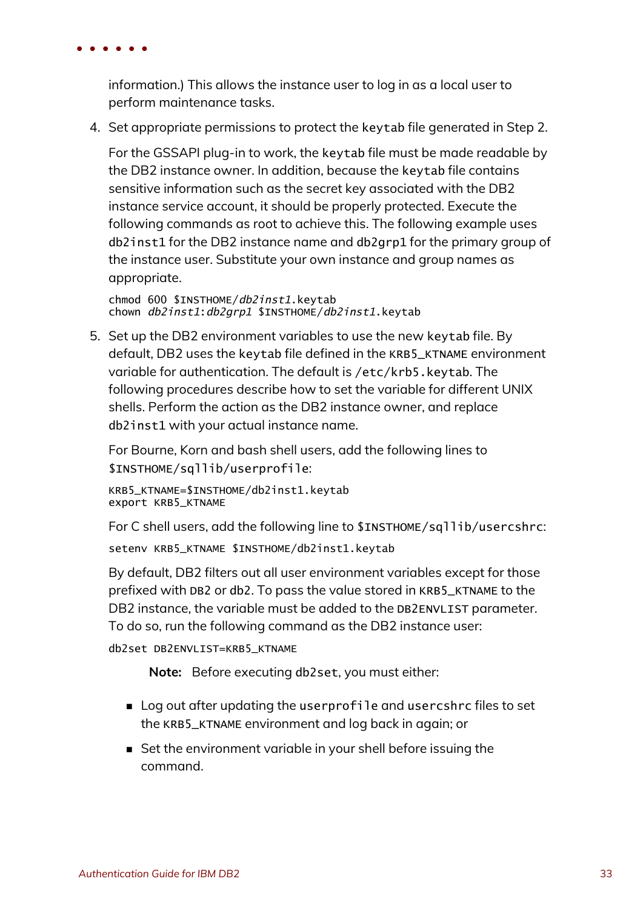information.) This allows the instance user to log in as a local user to perform maintenance tasks.

4. Set appropriate permissions to protect the `keytab` file generated in Step 2.

   For the GSSAPI plug-in to work, the `keytab` file must be made readable by the DB2 instance owner. In addition, because the `keytab` file contains sensitive information such as the secret key associated with the DB2 instance service account, it should be properly protected. Execute the following commands as root to achieve this. The following example uses `db2inst1` for the DB2 instance name and `db2grp1` for the primary group of the instance user. Substitute your own instance and group names as appropriate.

   ```
   chmod 600 $INSTHOME/db2inst1.keytab
   chown db2inst1:db2grp1 $INSTHOME/db2inst1.keytab
   ```

5. Set up the DB2 environment variables to use the new `keytab` file. By default, DB2 uses the `keytab` file defined in the `KRB5_KTNAME` environment variable for authentication. The default is `/etc/krb5.keytab`. The following procedures describe how to set the variable for different UNIX shells. Perform the action as the DB2 instance owner, and replace `db2inst1` with your actual instance name.

   For Bourne, Korn and bash shell users, add the following lines to `$INSTHOME/sqllib/userprofile`:

   ```
   KRB5_KTNAME=$INSTHOME/db2inst1.keytab
   export KRB5_KTNAME
   ```

   For C shell users, add the following line to `$INSTHOME/sqllib/usercshrc`:

   ```
   setenv KRB5_KTNAME $INSTHOME/db2inst1.keytab
   ```

   By default, DB2 filters out all user environment variables except for those prefixed with `DB2` or `db2`. To pass the value stored in `KRB5_KTNAME` to the DB2 instance, the variable must be added to the `DB2ENVLIST` parameter. To do so, run the following command as the DB2 instance user:

   ```
   db2set DB2ENVLIST=KRB5_KTNAME
   ```

   **Note:** Before executing `db2set`, you must either:

   - Log out after updating the `userprofile` and `usercshrc` files to set the `KRB5_KTNAME` environment and log back in again; or
   - Set the environment variable in your shell before issuing the command.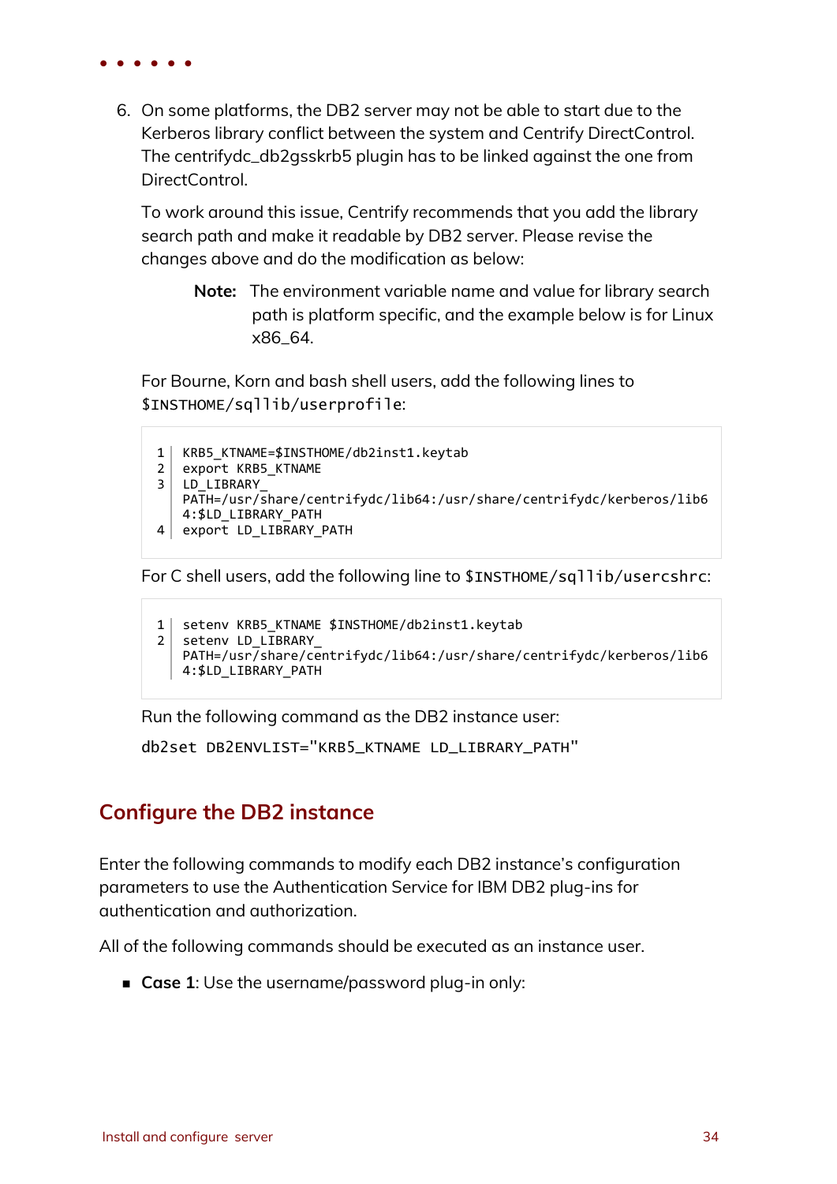6. On some platforms, the DB2 server may not be able to start due to the Kerberos library conflict between the system and Centrify DirectControl. The centrifydc_db2gsskrb5 plugin has to be linked against the one from DirectControl.

   To work around this issue, Centrify recommends that you add the library search path and make it readable by DB2 server. Please revise the changes above and do the modification as below:

   > **Note:** The environment variable name and value for library search path is platform specific, and the example below is for Linux x86_64.

   For Bourne, Korn and bash shell users, add the following lines to `$INSTHOME/sqllib/userprofile`:

   ```
   KRB5_KTNAME=$INSTHOME/db2inst1.keytab
   export KRB5_KTNAME
   LD_LIBRARY_PATH=/usr/share/centrifydc/lib64:/usr/share/centrifydc/kerberos/lib64:$LD_LIBRARY_PATH
   export LD_LIBRARY_PATH
   ```

   For C shell users, add the following line to `$INSTHOME/sqllib/usercshrc`:

   ```
   setenv KRB5_KTNAME $INSTHOME/db2inst1.keytab
   setenv LD_LIBRARY_PATH=/usr/share/centrifydc/lib64:/usr/share/centrifydc/kerberos/lib64:$LD_LIBRARY_PATH
   ```

   Run the following command as the DB2 instance user:

   `db2set DB2ENVLIST="KRB5_KTNAME LD_LIBRARY_PATH"`

## Configure the DB2 instance

Enter the following commands to modify each DB2 instance's configuration parameters to use the Authentication Service for IBM DB2 plug-ins for authentication and authorization.

All of the following commands should be executed as an instance user.

- **Case 1**: Use the username/password plug-in only: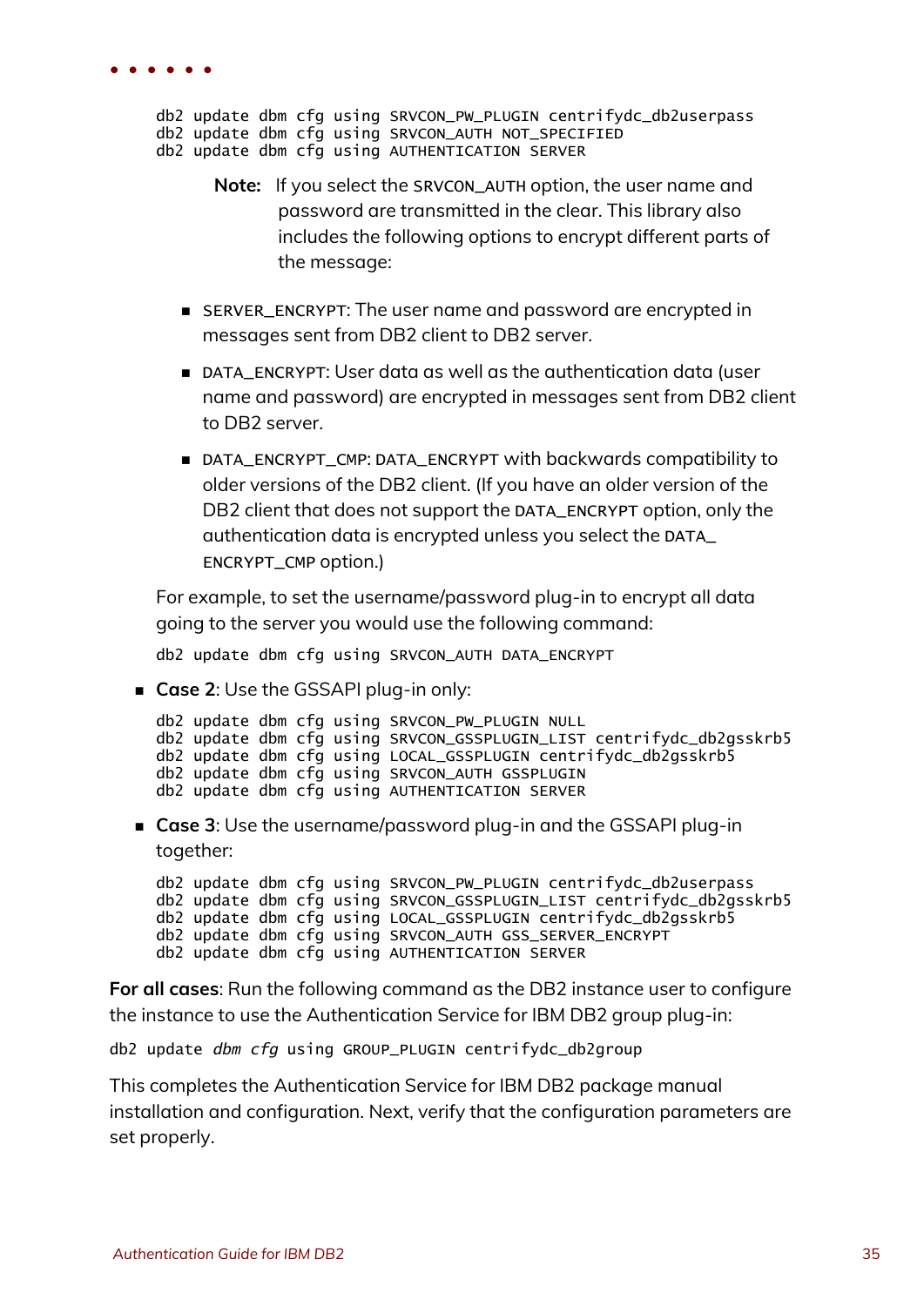```
db2 update dbm cfg using SRVCON_PW_PLUGIN centrifydc_db2userpass
db2 update dbm cfg using SRVCON_AUTH NOT_SPECIFIED
db2 update dbm cfg using AUTHENTICATION SERVER
```

> **Note:** If you select the SRVCON_AUTH option, the user name and password are transmitted in the clear. This library also includes the following options to encrypt different parts of the message:

- SERVER_ENCRYPT: The user name and password are encrypted in messages sent from DB2 client to DB2 server.
- DATA_ENCRYPT: User data as well as the authentication data (user name and password) are encrypted in messages sent from DB2 client to DB2 server.
- DATA_ENCRYPT_CMP: DATA_ENCRYPT with backwards compatibility to older versions of the DB2 client. (If you have an older version of the DB2 client that does not support the DATA_ENCRYPT option, only the authentication data is encrypted unless you select the DATA_ENCRYPT_CMP option.)

For example, to set the username/password plug-in to encrypt all data going to the server you would use the following command:

```
db2 update dbm cfg using SRVCON_AUTH DATA_ENCRYPT
```

- **Case 2**: Use the GSSAPI plug-in only:

```
db2 update dbm cfg using SRVCON_PW_PLUGIN NULL
db2 update dbm cfg using SRVCON_GSSPLUGIN_LIST centrifydc_db2gsskrb5
db2 update dbm cfg using LOCAL_GSSPLUGIN centrifydc_db2gsskrb5
db2 update dbm cfg using SRVCON_AUTH GSSPLUGIN
db2 update dbm cfg using AUTHENTICATION SERVER
```

- **Case 3**: Use the username/password plug-in and the GSSAPI plug-in together:

```
db2 update dbm cfg using SRVCON_PW_PLUGIN centrifydc_db2userpass
db2 update dbm cfg using SRVCON_GSSPLUGIN_LIST centrifydc_db2gsskrb5
db2 update dbm cfg using LOCAL_GSSPLUGIN centrifydc_db2gsskrb5
db2 update dbm cfg using SRVCON_AUTH GSS_SERVER_ENCRYPT
db2 update dbm cfg using AUTHENTICATION SERVER
```

**For all cases**: Run the following command as the DB2 instance user to configure the instance to use the Authentication Service for IBM DB2 group plug-in:

```
db2 update dbm cfg using GROUP_PLUGIN centrifydc_db2group
```

This completes the Authentication Service for IBM DB2 package manual installation and configuration. Next, verify that the configuration parameters are set properly.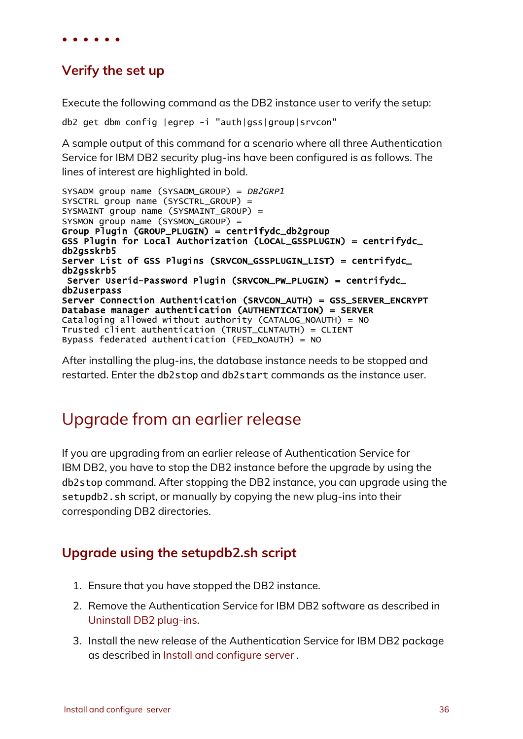### Verify the set up

Execute the following command as the DB2 instance user to verify the setup:

```
db2 get dbm config |egrep -i "auth|gss|group|srvcon"
```

A sample output of this command for a scenario where all three Authentication Service for IBM DB2 security plug-ins have been configured is as follows. The lines of interest are highlighted in bold.

```
SYSADM group name (SYSADM_GROUP) = DB2GRP1
SYSCTRL group name (SYSCTRL_GROUP) =
SYSMAINT group name (SYSMAINT_GROUP) =
SYSMON group name (SYSMON_GROUP) =
Group Plugin (GROUP_PLUGIN) = centrifydc_db2group
GSS Plugin for Local Authorization (LOCAL_GSSPLUGIN) = centrifydc_
db2gsskrb5
Server List of GSS Plugins (SRVCON_GSSPLUGIN_LIST) = centrifydc_
db2gsskrb5
 Server Userid-Password Plugin (SRVCON_PW_PLUGIN) = centrifydc_
db2userpass
Server Connection Authentication (SRVCON_AUTH) = GSS_SERVER_ENCRYPT
Database manager authentication (AUTHENTICATION) = SERVER
Cataloging allowed without authority (CATALOG_NOAUTH) = NO
Trusted client authentication (TRUST_CLNTAUTH) = CLIENT
Bypass federated authentication (FED_NOAUTH) = NO
```

After installing the plug-ins, the database instance needs to be stopped and restarted. Enter the `db2stop` and `db2start` commands as the instance user.

## Upgrade from an earlier release

If you are upgrading from an earlier release of Authentication Service for IBM DB2, you have to stop the DB2 instance before the upgrade by using the `db2stop` command. After stopping the DB2 instance, you can upgrade using the `setupdb2.sh` script, or manually by copying the new plug-ins into their corresponding DB2 directories.

### Upgrade using the setupdb2.sh script

1. Ensure that you have stopped the DB2 instance.
2. Remove the Authentication Service for IBM DB2 software as described in Uninstall DB2 plug-ins.
3. Install the new release of the Authentication Service for IBM DB2 package as described in Install and configure server .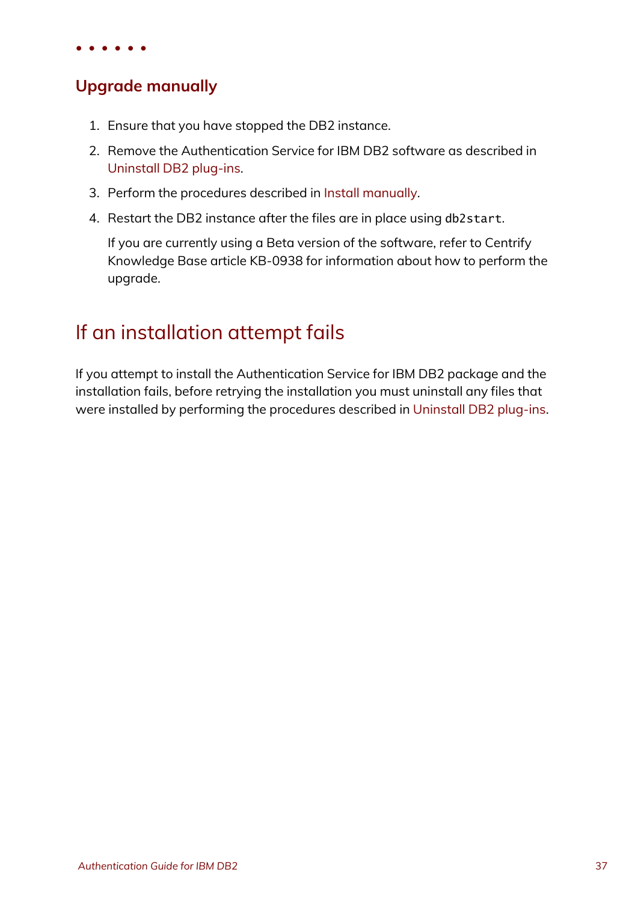### Upgrade manually

1. Ensure that you have stopped the DB2 instance.
2. Remove the Authentication Service for IBM DB2 software as described in Uninstall DB2 plug-ins.
3. Perform the procedures described in Install manually.
4. Restart the DB2 instance after the files are in place using `db2start`.

   If you are currently using a Beta version of the software, refer to Centrify Knowledge Base article KB-0938 for information about how to perform the upgrade.

## If an installation attempt fails

If you attempt to install the Authentication Service for IBM DB2 package and the installation fails, before retrying the installation you must uninstall any files that were installed by performing the procedures described in Uninstall DB2 plug-ins.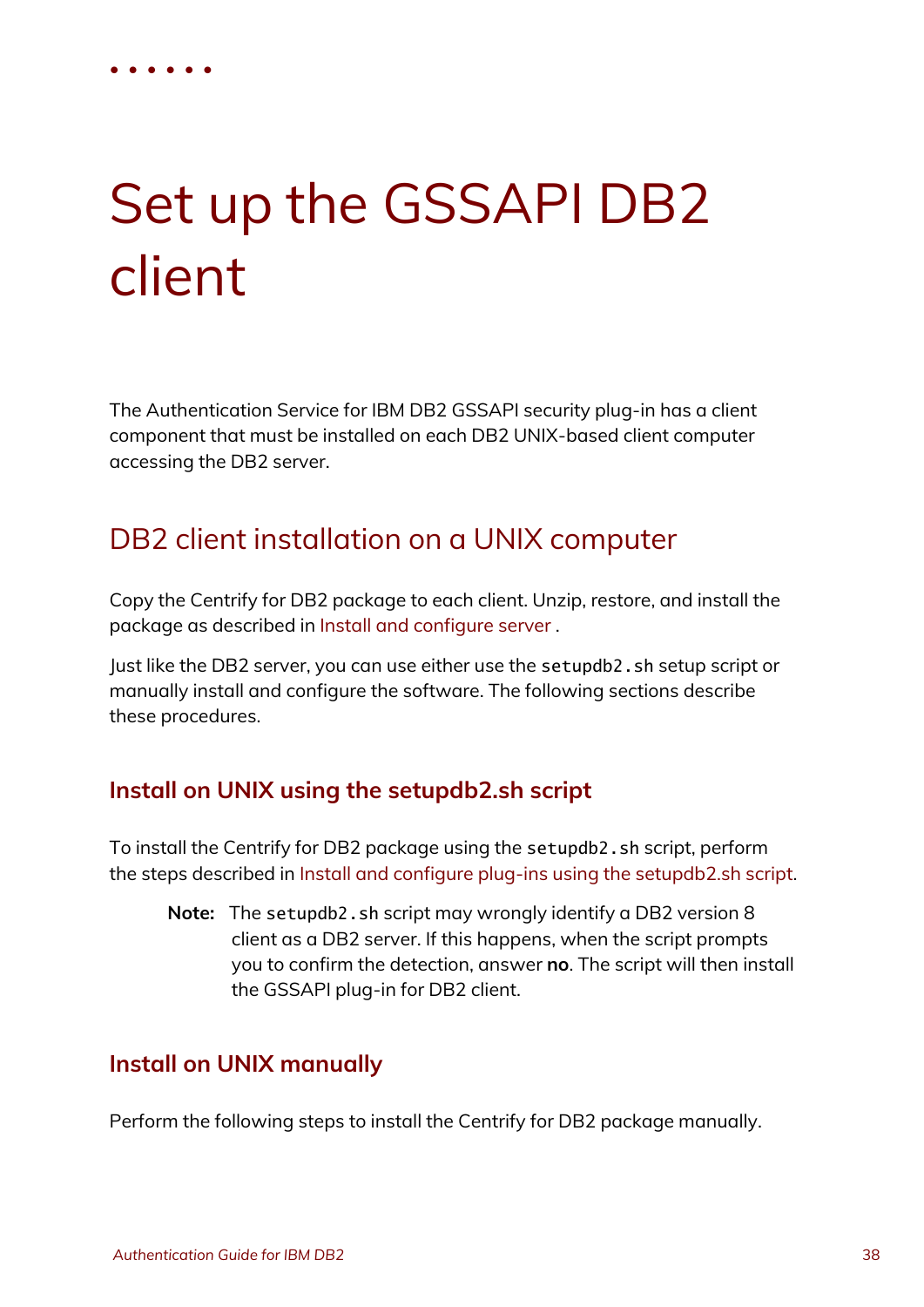# Set up the GSSAPI DB2 client

The Authentication Service for IBM DB2 GSSAPI security plug-in has a client component that must be installed on each DB2 UNIX-based client computer accessing the DB2 server.

## DB2 client installation on a UNIX computer

Copy the Centrify for DB2 package to each client. Unzip, restore, and install the package as described in Install and configure server .

Just like the DB2 server, you can use either use the `setupdb2.sh` setup script or manually install and configure the software. The following sections describe these procedures.

### Install on UNIX using the setupdb2.sh script

To install the Centrify for DB2 package using the `setupdb2.sh` script, perform the steps described in Install and configure plug-ins using the setupdb2.sh script.

> **Note:** The `setupdb2.sh` script may wrongly identify a DB2 version 8 client as a DB2 server. If this happens, when the script prompts you to confirm the detection, answer **no**. The script will then install the GSSAPI plug-in for DB2 client.

### Install on UNIX manually

Perform the following steps to install the Centrify for DB2 package manually.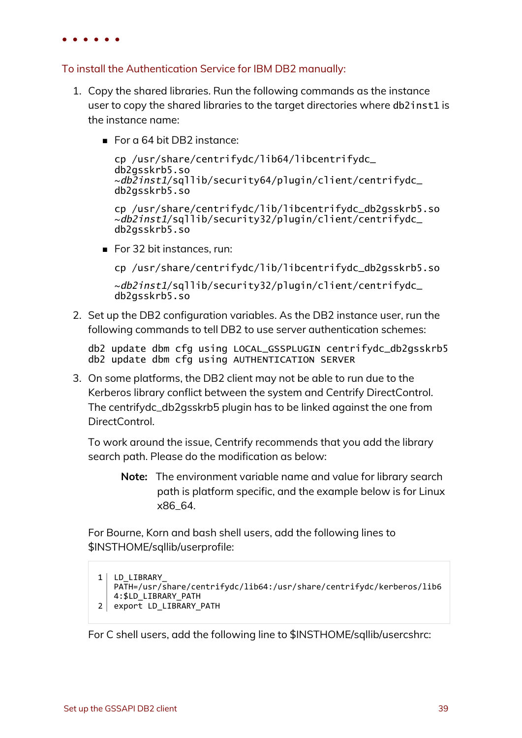### To install the Authentication Service for IBM DB2 manually:

1. Copy the shared libraries. Run the following commands as the instance user to copy the shared libraries to the target directories where `db2inst1` is the instance name:

   - For a 64 bit DB2 instance:

     ```
     cp /usr/share/centrifydc/lib64/libcentrifydc_db2gsskrb5.so ~db2inst1/sqllib/security64/plugin/client/centrifydc_db2gsskrb5.so
     ```

     ```
     cp /usr/share/centrifydc/lib/libcentrifydc_db2gsskrb5.so ~db2inst1/sqllib/security32/plugin/client/centrifydc_db2gsskrb5.so
     ```

   - For 32 bit instances, run:

     ```
     cp /usr/share/centrifydc/lib/libcentrifydc_db2gsskrb5.so
     ```

     ```
     ~db2inst1/sqllib/security32/plugin/client/centrifydc_db2gsskrb5.so
     ```

2. Set up the DB2 configuration variables. As the DB2 instance user, run the following commands to tell DB2 to use server authentication schemes:

   ```
   db2 update dbm cfg using LOCAL_GSSPLUGIN centrifydc_db2gsskrb5
   db2 update dbm cfg using AUTHENTICATION SERVER
   ```

3. On some platforms, the DB2 client may not be able to run due to the Kerberos library conflict between the system and Centrify DirectControl. The centrifydc_db2gsskrb5 plugin has to be linked against the one from DirectControl.

   To work around the issue, Centrify recommends that you add the library search path. Please do the modification as below:

   > **Note:** The environment variable name and value for library search path is platform specific, and the example below is for Linux x86_64.

   For Bourne, Korn and bash shell users, add the following lines to $INSTHOME/sqllib/userprofile:

   ```
   LD_LIBRARY_PATH=/usr/share/centrifydc/lib64:/usr/share/centrifydc/kerberos/lib64:$LD_LIBRARY_PATH
   export LD_LIBRARY_PATH
   ```

   For C shell users, add the following line to $INSTHOME/sqllib/usercshrc: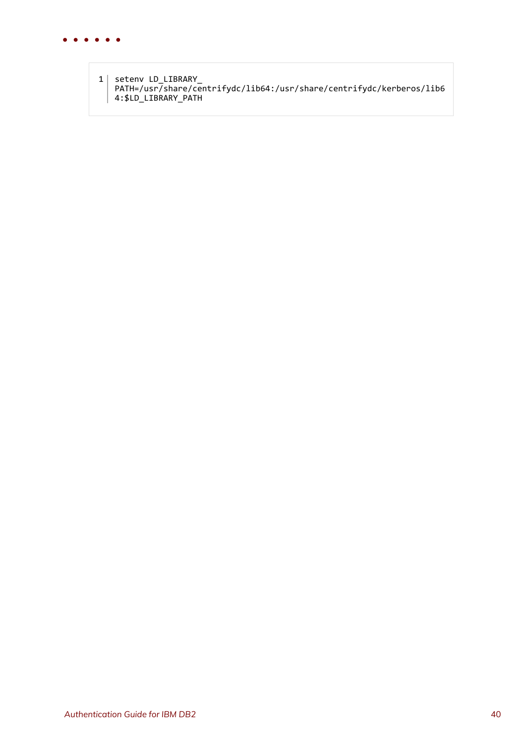```
setenv LD_LIBRARY_PATH=/usr/share/centrifydc/lib64:/usr/share/centrifydc/kerberos/lib64:$LD_LIBRARY_PATH
```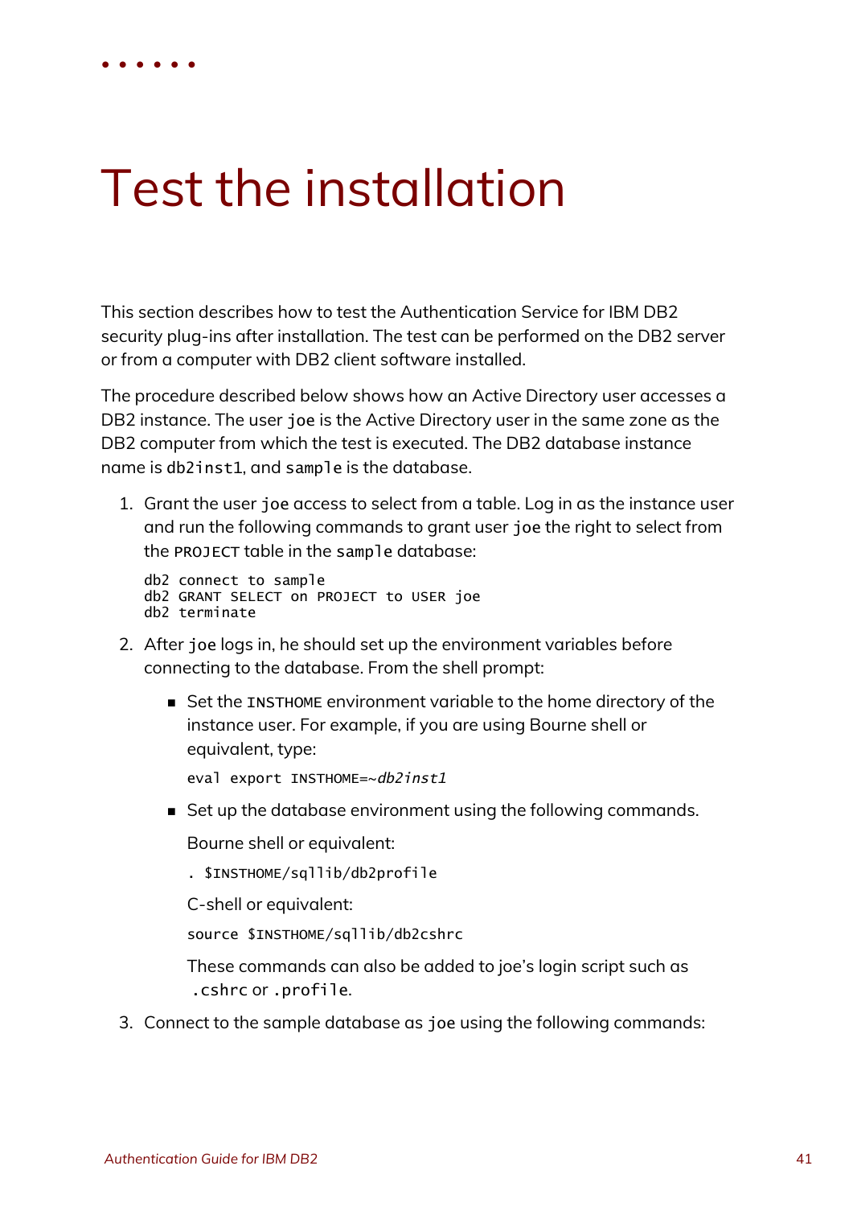# Test the installation

This section describes how to test the Authentication Service for IBM DB2 security plug-ins after installation. The test can be performed on the DB2 server or from a computer with DB2 client software installed.

The procedure described below shows how an Active Directory user accesses a DB2 instance. The user `joe` is the Active Directory user in the same zone as the DB2 computer from which the test is executed. The DB2 database instance name is `db2inst1`, and `sample` is the database.

1. Grant the user `joe` access to select from a table. Log in as the instance user and run the following commands to grant user `joe` the right to select from the `PROJECT` table in the `sample` database:

   ```
   db2 connect to sample
   db2 GRANT SELECT on PROJECT to USER joe
   db2 terminate
   ```

2. After `joe` logs in, he should set up the environment variables before connecting to the database. From the shell prompt:

   - Set the `INSTHOME` environment variable to the home directory of the instance user. For example, if you are using Bourne shell or equivalent, type:

     ```
     eval export INSTHOME=~db2inst1
     ```

   - Set up the database environment using the following commands.

     Bourne shell or equivalent:

     ```
     . $INSTHOME/sqllib/db2profile
     ```

     C-shell or equivalent:

     ```
     source $INSTHOME/sqllib/db2cshrc
     ```

     These commands can also be added to joe's login script such as `.cshrc` or `.profile`.

3. Connect to the sample database as `joe` using the following commands: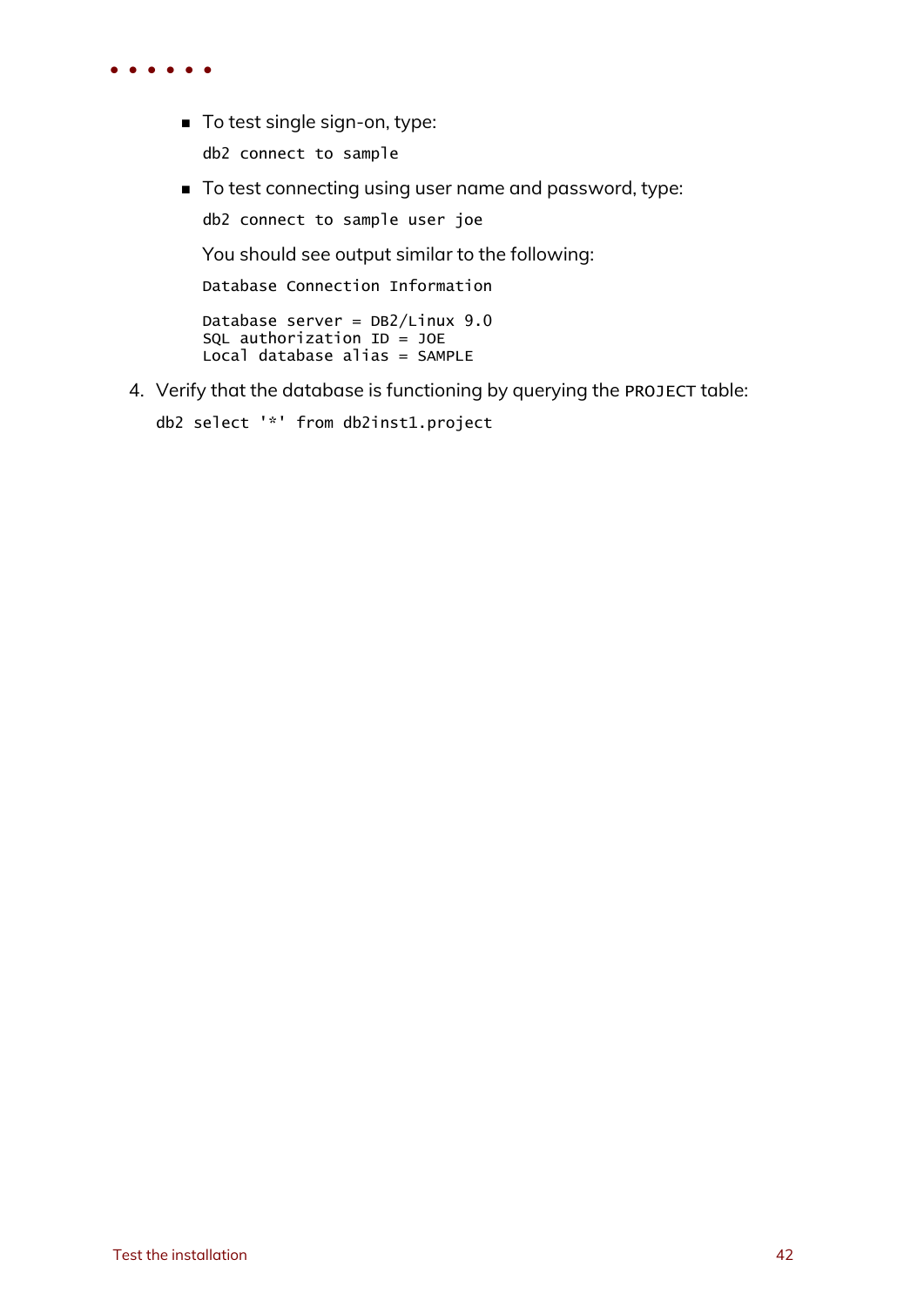- To test single sign-on, type:

  ```
  db2 connect to sample
  ```

- To test connecting using user name and password, type:

  ```
  db2 connect to sample user joe
  ```

  You should see output similar to the following:

  ```
  Database Connection Information

  Database server = DB2/Linux 9.0
  SQL authorization ID = JOE
  Local database alias = SAMPLE
  ```

4. Verify that the database is functioning by querying the `PROJECT` table:

   ```
   db2 select '*' from db2inst1.project
   ```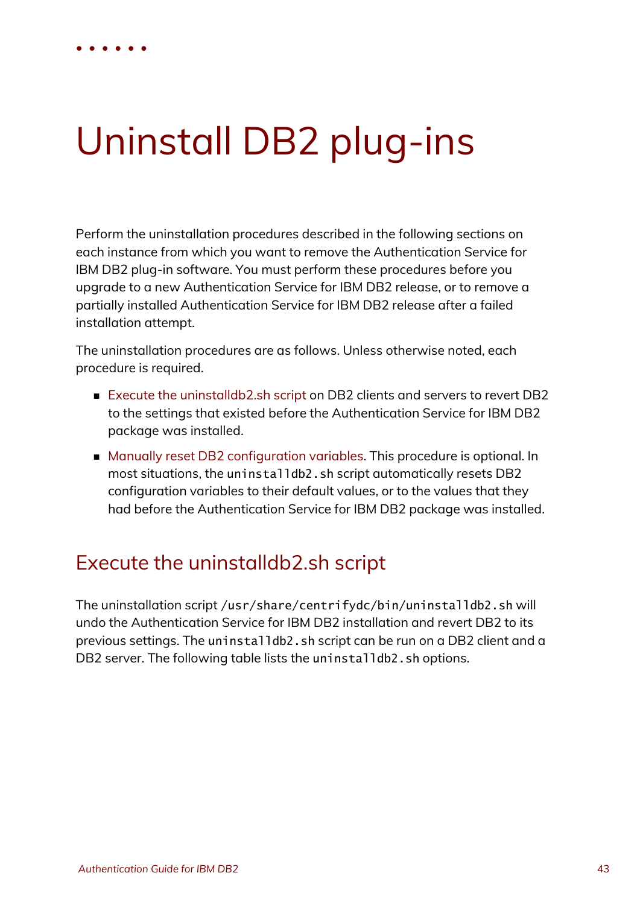# Uninstall DB2 plug-ins

Perform the uninstallation procedures described in the following sections on each instance from which you want to remove the Authentication Service for IBM DB2 plug-in software. You must perform these procedures before you upgrade to a new Authentication Service for IBM DB2 release, or to remove a partially installed Authentication Service for IBM DB2 release after a failed installation attempt.

The uninstallation procedures are as follows. Unless otherwise noted, each procedure is required.

- Execute the uninstalldb2.sh script on DB2 clients and servers to revert DB2 to the settings that existed before the Authentication Service for IBM DB2 package was installed.
- Manually reset DB2 configuration variables. This procedure is optional. In most situations, the `uninstalldb2.sh` script automatically resets DB2 configuration variables to their default values, or to the values that they had before the Authentication Service for IBM DB2 package was installed.

## Execute the uninstalldb2.sh script

The uninstallation script `/usr/share/centrifydc/bin/uninstalldb2.sh` will undo the Authentication Service for IBM DB2 installation and revert DB2 to its previous settings. The `uninstalldb2.sh` script can be run on a DB2 client and a DB2 server. The following table lists the `uninstalldb2.sh` options.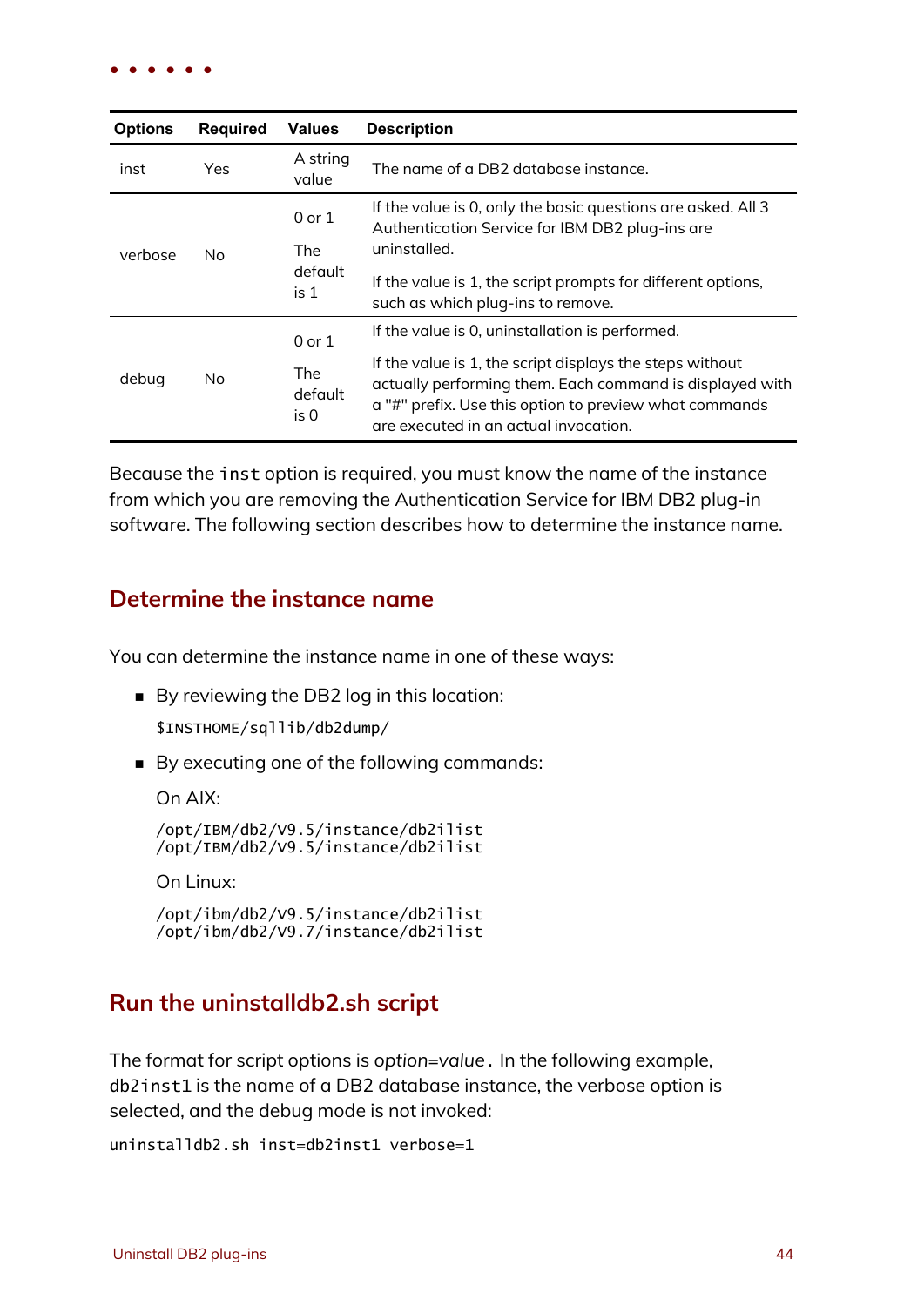| Options | Required | Values | Description |
|---|---|---|---|
| inst | Yes | A string value | The name of a DB2 database instance. |
| verbose | No | 0 or 1<br><br>The default is 1 | If the value is 0, only the basic questions are asked. All 3 Authentication Service for IBM DB2 plug-ins are uninstalled.<br><br>If the value is 1, the script prompts for different options, such as which plug-ins to remove. |
| debug | No | 0 or 1<br><br>The default is 0 | If the value is 0, uninstallation is performed.<br><br>If the value is 1, the script displays the steps without actually performing them. Each command is displayed with a "#" prefix. Use this option to preview what commands are executed in an actual invocation. |

Because the `inst` option is required, you must know the name of the instance from which you are removing the Authentication Service for IBM DB2 plug-in software. The following section describes how to determine the instance name.

## Determine the instance name

You can determine the instance name in one of these ways:

- By reviewing the DB2 log in this location:

  ```
  $INSTHOME/sqllib/db2dump/
  ```

- By executing one of the following commands:

  On AIX:

  ```
  /opt/IBM/db2/V9.5/instance/db2ilist
  /opt/IBM/db2/V9.5/instance/db2ilist
  ```

  On Linux:

  ```
  /opt/ibm/db2/V9.5/instance/db2ilist
  /opt/ibm/db2/V9.7/instance/db2ilist
  ```

## Run the uninstalldb2.sh script

The format for script options is *option=value*. In the following example, `db2inst1` is the name of a DB2 database instance, the verbose option is selected, and the debug mode is not invoked:

```
uninstalldb2.sh inst=db2inst1 verbose=1
```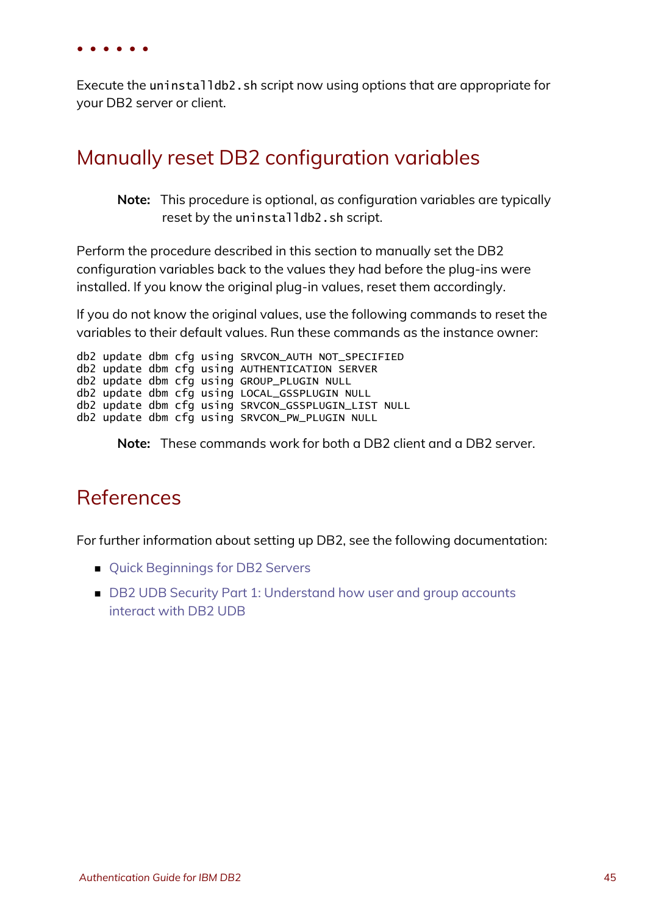Execute the `uninstalldb2.sh` script now using options that are appropriate for your DB2 server or client.

## Manually reset DB2 configuration variables

> **Note:** This procedure is optional, as configuration variables are typically reset by the `uninstalldb2.sh` script.

Perform the procedure described in this section to manually set the DB2 configuration variables back to the values they had before the plug-ins were installed. If you know the original plug-in values, reset them accordingly.

If you do not know the original values, use the following commands to reset the variables to their default values. Run these commands as the instance owner:

```
db2 update dbm cfg using SRVCON_AUTH NOT_SPECIFIED
db2 update dbm cfg using AUTHENTICATION SERVER
db2 update dbm cfg using GROUP_PLUGIN NULL
db2 update dbm cfg using LOCAL_GSSPLUGIN NULL
db2 update dbm cfg using SRVCON_GSSPLUGIN_LIST NULL
db2 update dbm cfg using SRVCON_PW_PLUGIN NULL
```

> **Note:** These commands work for both a DB2 client and a DB2 server.

## References

For further information about setting up DB2, see the following documentation:

- Quick Beginnings for DB2 Servers
- DB2 UDB Security Part 1: Understand how user and group accounts interact with DB2 UDB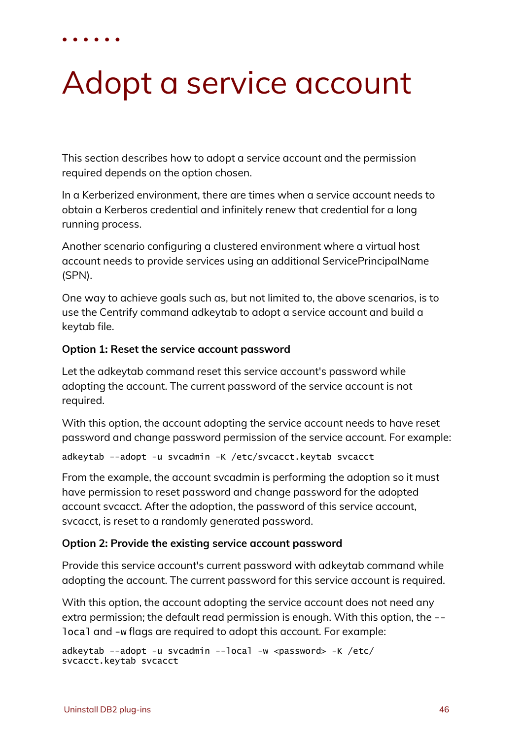# Adopt a service account

This section describes how to adopt a service account and the permission required depends on the option chosen.

In a Kerberized environment, there are times when a service account needs to obtain a Kerberos credential and infinitely renew that credential for a long running process.

Another scenario configuring a clustered environment where a virtual host account needs to provide services using an additional ServicePrincipalName (SPN).

One way to achieve goals such as, but not limited to, the above scenarios, is to use the Centrify command adkeytab to adopt a service account and build a keytab file.

**Option 1: Reset the service account password**

Let the adkeytab command reset this service account's password while adopting the account. The current password of the service account is not required.

With this option, the account adopting the service account needs to have reset password and change password permission of the service account. For example:

```
adkeytab --adopt -u svcadmin -K /etc/svcacct.keytab svcacct
```

From the example, the account svcadmin is performing the adoption so it must have permission to reset password and change password for the adopted account svcacct. After the adoption, the password of this service account, svcacct, is reset to a randomly generated password.

**Option 2: Provide the existing service account password**

Provide this service account's current password with adkeytab command while adopting the account. The current password for this service account is required.

With this option, the account adopting the service account does not need any extra permission; the default read permission is enough. With this option, the `--local` and `-w` flags are required to adopt this account. For example:

```
adkeytab --adopt -u svcadmin --local -w <password> -K /etc/
svcacct.keytab svcacct
```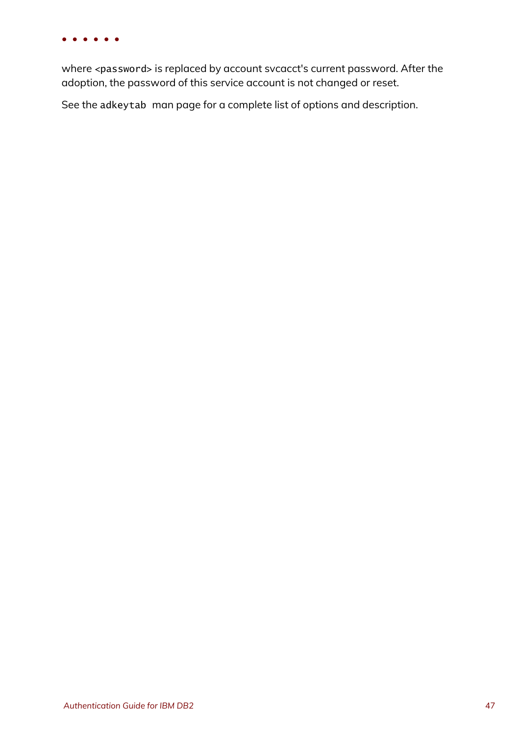where `<password>` is replaced by account svcacct's current password. After the adoption, the password of this service account is not changed or reset.

See the `adkeytab` man page for a complete list of options and description.